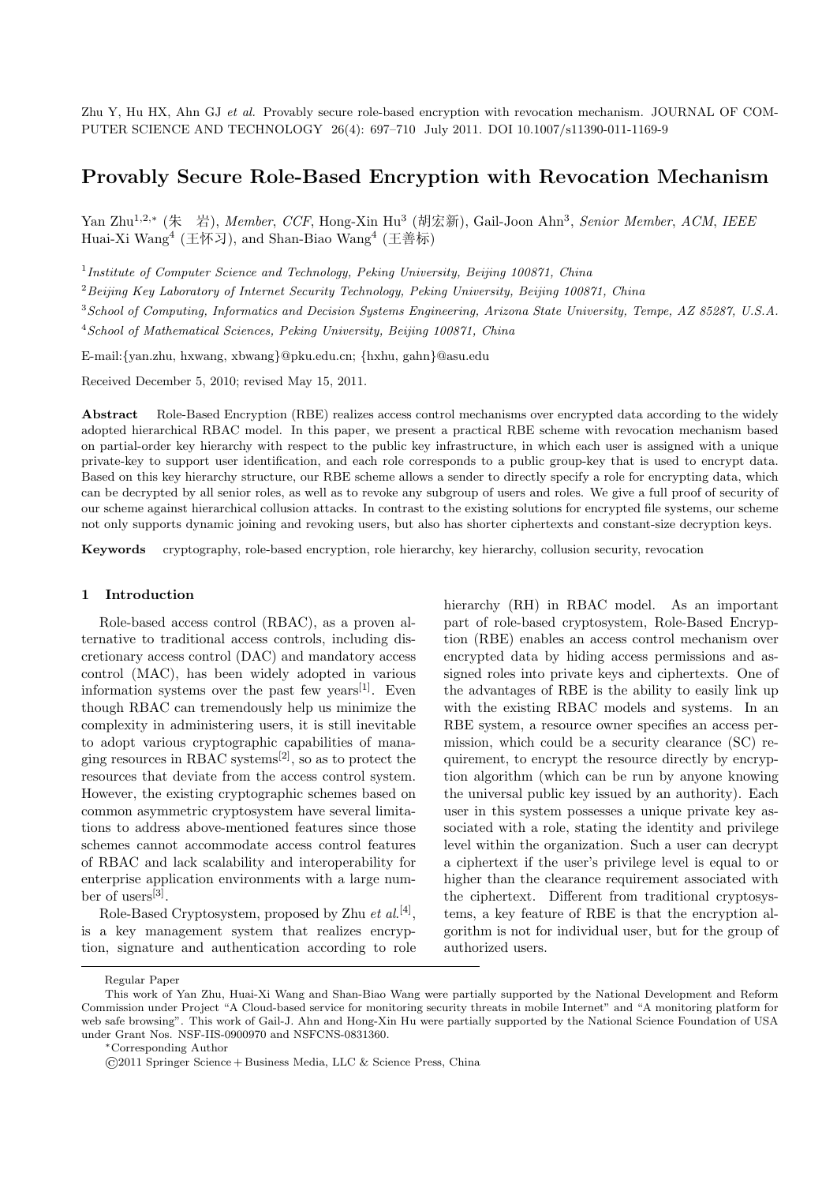Zhu Y, Hu HX, Ahn GJ *et al.* Provably secure role-based encryption with revocation mechanism. JOURNAL OF COMPUTER SCIENCE AND TECHNOLOGY 26(4): 697–710 July 2011. DOI 10.1007/s11390-011-1169-9

# Provably Secure Role-Based Encryption with Revocation Mechanism

Yan Zhu[1,2,*] (朱 岩), *Member*, *CCF*, Hong-Xin Hu[3] (胡宏新), Gail-Joon Ahn[3], *Senior Member*, *ACM*, *IEEE*
Huai-Xi Wang[4] (王怀习), and Shan-Biao Wang[4] (王善标)

[1]*Institute of Computer Science and Technology, Peking University, Beijing 100871, China*

[2]*Beijing Key Laboratory of Internet Security Technology, Peking University, Beijing 100871, China*

[3]*School of Computing, Informatics and Decision Systems Engineering, Arizona State University, Tempe, AZ 85287, U.S.A.*

[4]*School of Mathematical Sciences, Peking University, Beijing 100871, China*

E-mail:{yan.zhu, hxwang, xbwang}@pku.edu.cn; {hxhu, gahn}@asu.edu

Received December 5, 2010; revised May 15, 2011.

**Abstract** Role-Based Encryption (RBE) realizes access control mechanisms over encrypted data according to the widely adopted hierarchical RBAC model. In this paper, we present a practical RBE scheme with revocation mechanism based on partial-order key hierarchy with respect to the public key infrastructure, in which each user is assigned with a unique private-key to support user identification, and each role corresponds to a public group-key that is used to encrypt data. Based on this key hierarchy structure, our RBE scheme allows a sender to directly specify a role for encrypting data, which can be decrypted by all senior roles, as well as to revoke any subgroup of users and roles. We give a full proof of security of our scheme against hierarchical collusion attacks. In contrast to the existing solutions for encrypted file systems, our scheme not only supports dynamic joining and revoking users, but also has shorter ciphertexts and constant-size decryption keys.

**Keywords** cryptography, role-based encryption, role hierarchy, key hierarchy, collusion security, revocation

## 1 Introduction

Role-based access control (RBAC), as a proven alternative to traditional access controls, including discretionary access control (DAC) and mandatory access control (MAC), has been widely adopted in various information systems over the past few years[1]. Even though RBAC can tremendously help us minimize the complexity in administering users, it is still inevitable to adopt various cryptographic capabilities of managing resources in RBAC systems[2], so as to protect the resources that deviate from the access control system. However, the existing cryptographic schemes based on common asymmetric cryptosystem have several limitations to address above-mentioned features since those schemes cannot accommodate access control features of RBAC and lack scalability and interoperability for enterprise application environments with a large number of users[3].

Role-Based Cryptosystem, proposed by Zhu *et al.*[4], is a key management system that realizes encryption, signature and authentication according to role hierarchy (RH) in RBAC model. As an important part of role-based cryptosystem, Role-Based Encryption (RBE) enables an access control mechanism over encrypted data by hiding access permissions and assigned roles into private keys and ciphertexts. One of the advantages of RBE is the ability to easily link up with the existing RBAC models and systems. In an RBE system, a resource owner specifies an access permission, which could be a security clearance (SC) requirement, to encrypt the resource directly by encryption algorithm (which can be run by anyone knowing the universal public key issued by an authority). Each user in this system possesses a unique private key associated with a role, stating the identity and privilege level within the organization. Such a user can decrypt a ciphertext if the user's privilege level is equal to or higher than the clearance requirement associated with the ciphertext. Different from traditional cryptosystems, a key feature of RBE is that the encryption algorithm is not for individual user, but for the group of authorized users.

---

Regular Paper

This work of Yan Zhu, Huai-Xi Wang and Shan-Biao Wang were partially supported by the National Development and Reform Commission under Project "A Cloud-based service for monitoring security threats in mobile Internet" and "A monitoring platform for web safe browsing". This work of Gail-J. Ahn and Hong-Xin Hu were partially supported by the National Science Foundation of USA under Grant Nos. NSF-IIS-0900970 and NSFCNS-0831360.

*Corresponding Author

©2011 Springer Science + Business Media, LLC & Science Press, China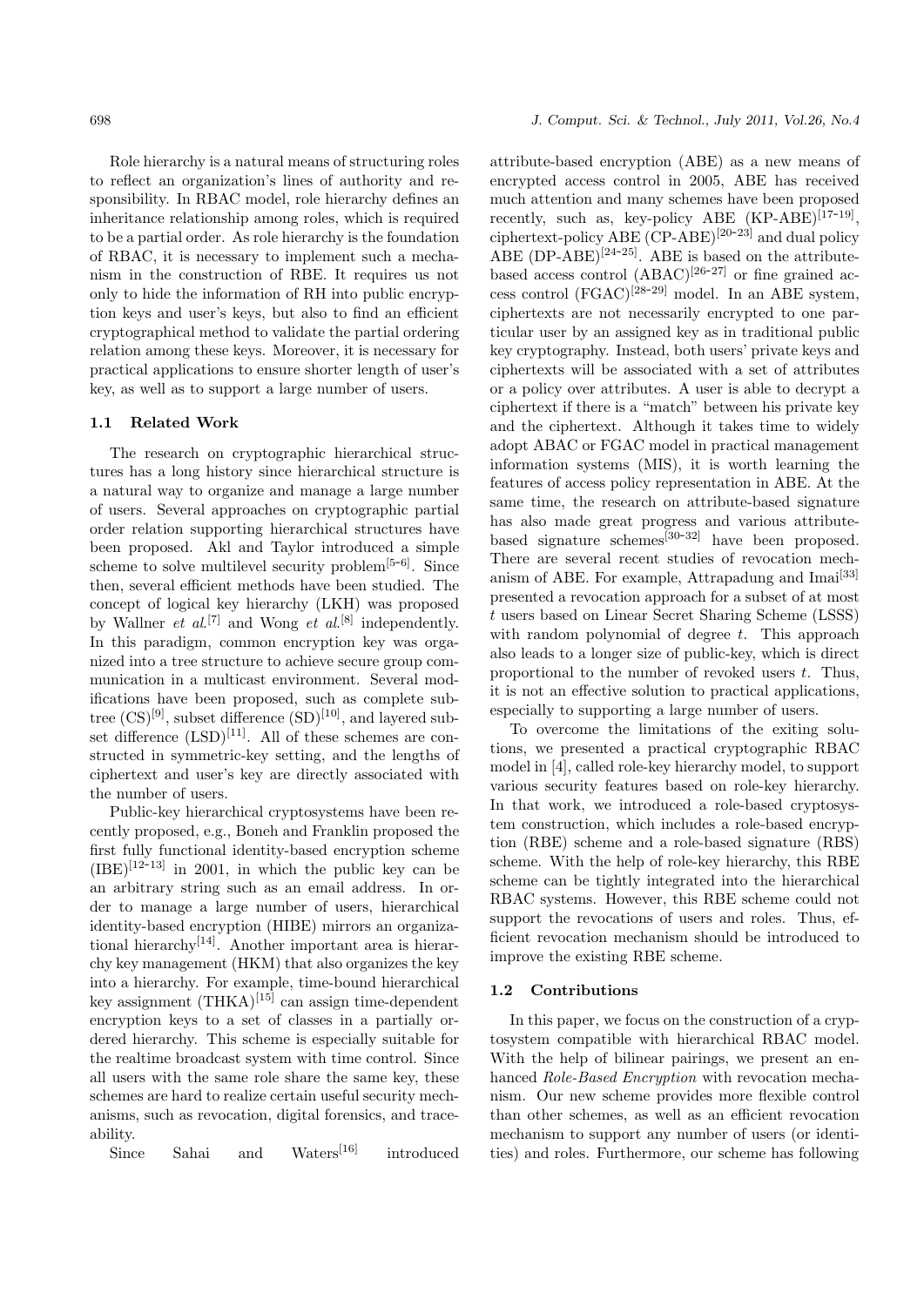Role hierarchy is a natural means of structuring roles to reflect an organization's lines of authority and responsibility. In RBAC model, role hierarchy defines an inheritance relationship among roles, which is required to be a partial order. As role hierarchy is the foundation of RBAC, it is necessary to implement such a mechanism in the construction of RBE. It requires us not only to hide the information of RH into public encryption keys and user's keys, but also to find an efficient cryptographical method to validate the partial ordering relation among these keys. Moreover, it is necessary for practical applications to ensure shorter length of user's key, as well as to support a large number of users.

### 1.1 Related Work

The research on cryptographic hierarchical structures has a long history since hierarchical structure is a natural way to organize and manage a large number of users. Several approaches on cryptographic partial order relation supporting hierarchical structures have been proposed. Akl and Taylor introduced a simple scheme to solve multilevel security problem[5-6]. Since then, several efficient methods have been studied. The concept of logical key hierarchy (LKH) was proposed by Wallner *et al.*[7] and Wong *et al.*[8] independently. In this paradigm, common encryption key was organized into a tree structure to achieve secure group communication in a multicast environment. Several modifications have been proposed, such as complete subtree (CS)[9], subset difference (SD)[10], and layered subset difference (LSD)[11]. All of these schemes are constructed in symmetric-key setting, and the lengths of ciphertext and user's key are directly associated with the number of users.

Public-key hierarchical cryptosystems have been recently proposed, e.g., Boneh and Franklin proposed the first fully functional identity-based encryption scheme (IBE)[12-13] in 2001, in which the public key can be an arbitrary string such as an email address. In order to manage a large number of users, hierarchical identity-based encryption (HIBE) mirrors an organizational hierarchy[14]. Another important area is hierarchy key management (HKM) that also organizes the key into a hierarchy. For example, time-bound hierarchical key assignment (THKA)[15] can assign time-dependent encryption keys to a set of classes in a partially ordered hierarchy. This scheme is especially suitable for the realtime broadcast system with time control. Since all users with the same role share the same key, these schemes are hard to realize certain useful security mechanisms, such as revocation, digital forensics, and traceability.

Since Sahai and Waters[16] introduced attribute-based encryption (ABE) as a new means of encrypted access control in 2005, ABE has received much attention and many schemes have been proposed recently, such as, key-policy ABE (KP-ABE)[17-19], ciphertext-policy ABE (CP-ABE)[20-23] and dual policy ABE (DP-ABE)[24-25]. ABE is based on the attribute-based access control (ABAC)[26-27] or fine grained access control (FGAC)[28-29] model. In an ABE system, ciphertexts are not necessarily encrypted to one particular user by an assigned key as in traditional public key cryptography. Instead, both users' private keys and ciphertexts will be associated with a set of attributes or a policy over attributes. A user is able to decrypt a ciphertext if there is a "match" between his private key and the ciphertext. Although it takes time to widely adopt ABAC or FGAC model in practical management information systems (MIS), it is worth learning the features of access policy representation in ABE. At the same time, the research on attribute-based signature has also made great progress and various attribute-based signature schemes[30-32] have been proposed. There are several recent studies of revocation mechanism of ABE. For example, Attrapadung and Imai[33] presented a revocation approach for a subset of at most $t$ users based on Linear Secret Sharing Scheme (LSSS) with random polynomial of degree $t$. This approach also leads to a longer size of public-key, which is direct proportional to the number of revoked users $t$. Thus, it is not an effective solution to practical applications, especially to supporting a large number of users.

To overcome the limitations of the exiting solutions, we presented a practical cryptographic RBAC model in [4], called role-key hierarchy model, to support various security features based on role-key hierarchy. In that work, we introduced a role-based cryptosystem construction, which includes a role-based encryption (RBE) scheme and a role-based signature (RBS) scheme. With the help of role-key hierarchy, this RBE scheme can be tightly integrated into the hierarchical RBAC systems. However, this RBE scheme could not support the revocations of users and roles. Thus, efficient revocation mechanism should be introduced to improve the existing RBE scheme.

### 1.2 Contributions

In this paper, we focus on the construction of a cryptosystem compatible with hierarchical RBAC model. With the help of bilinear pairings, we present an enhanced *Role-Based Encryption* with revocation mechanism. Our new scheme provides more flexible control than other schemes, as well as an efficient revocation mechanism to support any number of users (or identities) and roles. Furthermore, our scheme has following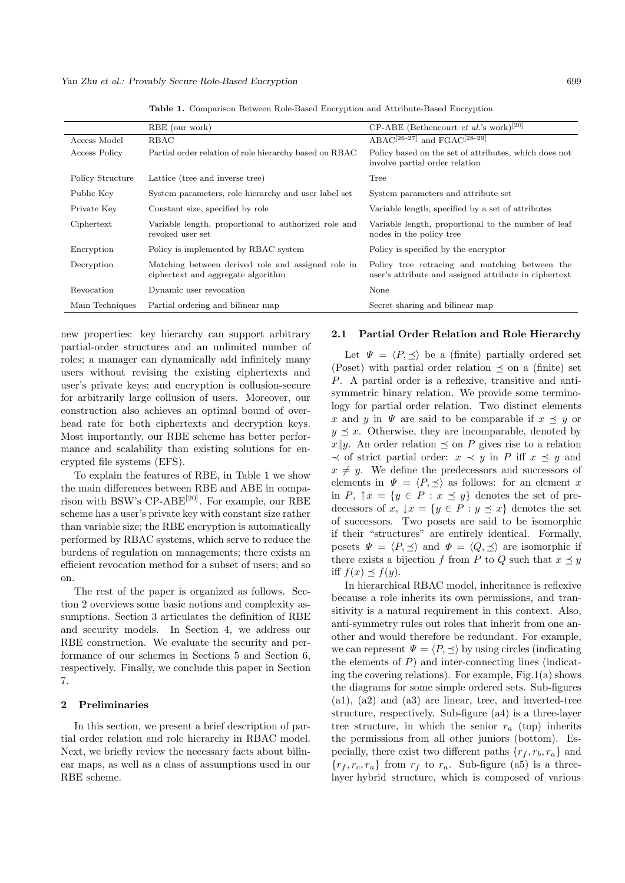**Table 1.** Comparison Between Role-Based Encryption and Attribute-Based Encryption

| | RBE (our work) | CP-ABE (Bethencourt *et al.*'s work)[20] |
|---|---|---|
| Access Model | RBAC | ABAC[26-27] and FGAC[28-29] |
| Access Policy | Partial order relation of role hierarchy based on RBAC | Policy based on the set of attributes, which does not involve partial order relation |
| Policy Structure | Lattice (tree and inverse tree) | Tree |
| Public Key | System parameters, role hierarchy and user label set | System parameters and attribute set |
| Private Key | Constant size, specified by role | Variable length, specified by a set of attributes |
| Ciphertext | Variable length, proportional to authorized role and revoked user set | Variable length, proportional to the number of leaf nodes in the policy tree |
| Encryption | Policy is implemented by RBAC system | Policy is specified by the encryptor |
| Decryption | Matching between derived role and assigned role in ciphertext and aggregate algorithm | Policy tree retracing and matching between the user's attribute and assigned attribute in ciphertext |
| Revocation | Dynamic user revocation | None |
| Main Techniques | Partial ordering and bilinear map | Secret sharing and bilinear map |

new properties: key hierarchy can support arbitrary partial-order structures and an unlimited number of roles; a manager can dynamically add infinitely many users without revising the existing ciphertexts and user's private keys; and encryption is collusion-secure for arbitrarily large collusion of users. Moreover, our construction also achieves an optimal bound of overhead rate for both ciphertexts and decryption keys. Most importantly, our RBE scheme has better performance and scalability than existing solutions for encrypted file systems (EFS).

To explain the features of RBE, in Table 1 we show the main differences between RBE and ABE in comparison with BSW's CP-ABE[20]. For example, our RBE scheme has a user's private key with constant size rather than variable size; the RBE encryption is automatically performed by RBAC systems, which serve to reduce the burdens of regulation on managements; there exists an efficient revocation method for a subset of users; and so on.

The rest of the paper is organized as follows. Section 2 overviews some basic notions and complexity assumptions. Section 3 articulates the definition of RBE and security models. In Section 4, we address our RBE construction. We evaluate the security and performance of our schemes in Sections 5 and Section 6, respectively. Finally, we conclude this paper in Section 7.

## 2 Preliminaries

In this section, we present a brief description of partial order relation and role hierarchy in RBAC model. Next, we briefly review the necessary facts about bilinear maps, as well as a class of assumptions used in our RBE scheme.

### 2.1 Partial Order Relation and Role Hierarchy

Let $\Psi = \langle P, \preceq \rangle$ be a (finite) partially ordered set (Poset) with partial order relation $\preceq$ on a (finite) set $P$. A partial order is a reflexive, transitive and anti-symmetric binary relation. We provide some terminology for partial order relation. Two distinct elements $x$ and $y$ in $\Psi$ are said to be comparable if $x \preceq y$ or $y \preceq x$. Otherwise, they are incomparable, denoted by $x \| y$. An order relation $\preceq$ on $P$ gives rise to a relation $\prec$ of strict partial order: $x \prec y$ in $P$ iff $x \preceq y$ and $x \neq y$. We define the predecessors and successors of elements in $\Psi = \langle P, \preceq \rangle$ as follows: for an element $x$ in $P$, $\uparrow x = \{y \in P : x \preceq y\}$ denotes the set of predecessors of $x$, $\downarrow x = \{y \in P : y \preceq x\}$ denotes the set of successors. Two posets are said to be isomorphic if their "structures" are entirely identical. Formally, posets $\Psi = \langle P, \preceq \rangle$ and $\Phi = \langle Q, \preceq \rangle$ are isomorphic if there exists a bijection $f$ from $P$ to $Q$ such that $x \preceq y$ iff $f(x) \preceq f(y)$.

In hierarchical RBAC model, inheritance is reflexive because a role inherits its own permissions, and transitivity is a natural requirement in this context. Also, anti-symmetry rules out roles that inherit from one another and would therefore be redundant. For example, we can represent $\Psi = \langle P, \preceq \rangle$ by using circles (indicating the elements of $P$) and inter-connecting lines (indicating the covering relations). For example, Fig.1(a) shows the diagrams for some simple ordered sets. Sub-figures (a1), (a2) and (a3) are linear, tree, and inverted-tree structure, respectively. Sub-figure (a4) is a three-layer tree structure, in which the senior $r_a$ (top) inherits the permissions from all other juniors (bottom). Especially, there exist two different paths $\{r_f, r_b, r_a\}$ and $\{r_f, r_c, r_a\}$ from $r_f$ to $r_a$. Sub-figure (a5) is a three-layer hybrid structure, which is composed of various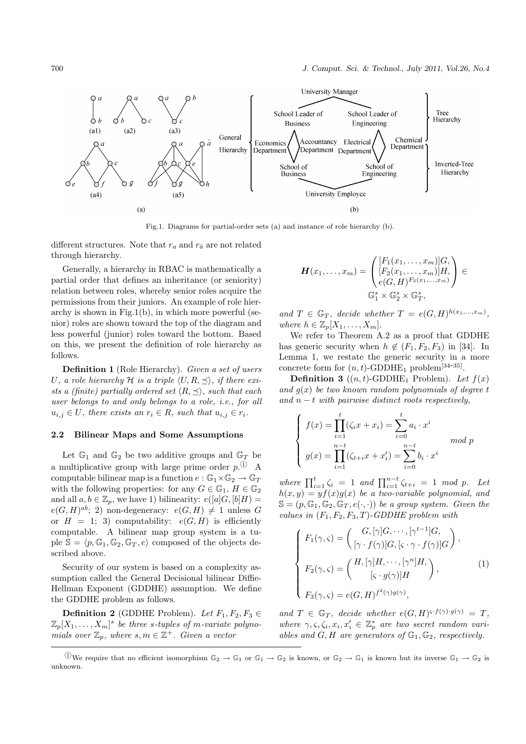Fig.1. Diagrams for partial-order sets (a) and instance of role hierarchy (b).

different structures. Note that $r_a$ and $r_{\hat{a}}$ are not related through hierarchy.

Generally, a hierarchy in RBAC is mathematically a partial order that defines an inheritance (or seniority) relation between roles, whereby senior roles acquire the permissions from their juniors. An example of role hierarchy is shown in Fig.1(b), in which more powerful (senior) roles are shown toward the top of the diagram and less powerful (junior) roles toward the bottom. Based on this, we present the definition of role hierarchy as follows.

**Definition 1** (Role Hierarchy). *Given a set of users $U$, a role hierarchy $\mathcal{H}$ is a triple $\langle U, R, \preceq \rangle$, if there exists a (finite) partially ordered set $\langle R, \preceq \rangle$, such that each user belongs to and only belongs to a role, i.e., for all $u_{i,j} \in U$, there exists an $r_i \in R$, such that $u_{i,j} \in r_i$.*

### 2.2 Bilinear Maps and Some Assumptions

Let $\mathbb{G}_1$ and $\mathbb{G}_2$ be two additive groups and $\mathbb{G}_T$ be a multiplicative group with large prime order $p$.[1] A computable bilinear map is a function $e : \mathbb{G}_1 \times \mathbb{G}_2 \to \mathbb{G}_T$ with the following properties: for any $G \in \mathbb{G}_1$, $H \in \mathbb{G}_2$ and all $a, b \in \mathbb{Z}_p$, we have 1) bilinearity: $e([a]G, [b]H) = e(G, H)^{ab}$; 2) non-degeneracy: $e(G, H) \neq 1$ unless $G$ or $H = 1$; 3) computability: $e(G, H)$ is efficiently computable. A bilinear map group system is a tuple $\mathbb{S} = \langle p, \mathbb{G}_1, \mathbb{G}_2, \mathbb{G}_T, e \rangle$ composed of the objects described above.

Security of our system is based on a complexity assumption called the General Decisional bilinear Diffie-Hellman Exponent (GDDHE) assumption. We define the GDDHE problem as follows.

**Definition 2** (GDDHE Problem). *Let $F_1, F_2, F_3 \in \mathbb{Z}_p[X_1, \ldots, X_m]^s$ be three $s$-tuples of $m$-variate polynomials over $\mathbb{Z}_p$, where $s, m \in \mathbb{Z}^+$. Given a vector*

$$\boldsymbol{H}(x_1, \ldots, x_m) = \begin{pmatrix} [F_1(x_1, \ldots, x_m)]G, \\ [F_2(x_1, \ldots, x_m)]H, \\ e(G, H)^{F_3(x_1, \ldots, x_m)} \end{pmatrix} \in \mathbb{G}_1^s \times \mathbb{G}_2^s \times \mathbb{G}_T^s,$$

*and $T \in \mathbb{G}_T$, decide whether $T = e(G, H)^{h(x_1, \ldots, x_m)}$, where $h \in \mathbb{Z}_p[X_1, \ldots, X_m]$.*

We refer to Theorem A.2 as a proof that GDDHE has generic security when $h \notin (F_1, F_2, F_3)$ in [34]. In Lemma 1, we restate the generic security in a more concrete form for $(n, t)$-GDDHE$_1$ problem[34-35].

**Definition 3** ($(n, t)$-GDDHE$_1$ Problem). *Let $f(x)$ and $g(x)$ be two known random polynomials of degree $t$ and $n - t$ with pairwise distinct roots respectively,*

$$\begin{cases} f(x) = \displaystyle\prod_{i=1}^{t} (\zeta_i x + x_i) = \sum_{i=0}^{t} a_i \cdot x^i \\ g(x) = \displaystyle\prod_{i=1}^{n-t} (\zeta_{t+i} x + x'_i) = \sum_{i=0}^{n-t} b_i \cdot x^i \end{cases} \quad mod\ p$$

*where $\prod_{i=1}^{t} \zeta_i = 1$ and $\prod_{i=1}^{n-t} \zeta_{t+i} = 1 \bmod p$. Let $h(x, y) = yf(x)g(x)$ be a two-variable polynomial, and $\mathbb{S} = (p, \mathbb{G}_1, \mathbb{G}_2, \mathbb{G}_T, e(\cdot, \cdot))$ be a group system. Given the values in $(F_1, F_2, F_3, T)$-GDDHE problem with*

$$\begin{cases} F_1(\gamma, \varsigma) = \begin{pmatrix} G, [\gamma]G, \cdots, [\gamma^{t-1}]G, \\ [\gamma \cdot f(\gamma)]G, [\varsigma \cdot \gamma \cdot f(\gamma)]G \end{pmatrix}, \\ F_2(\gamma, \varsigma) = \begin{pmatrix} H, [\gamma]H, \cdots, [\gamma^n]H, \\ [\varsigma \cdot g(\gamma)]H \end{pmatrix}, \\ F_3(\gamma, \varsigma) = e(G, H)^{f^2(\gamma) g(\gamma)}, \end{cases} \tag{1}$$

*and $T \in \mathbb{G}_T$, decide whether $e(G, H)^{\varsigma \cdot f(\gamma) \cdot g(\gamma)} = T$, where $\gamma, \varsigma, \zeta_i, x_i, x'_i \in \mathbb{Z}_p^*$ are two secret random variables and $G, H$ are generators of $\mathbb{G}_1, \mathbb{G}_2$, respectively.*

---

[1] We require that no efficient isomorphism $\mathbb{G}_2 \to \mathbb{G}_1$ or $\mathbb{G}_1 \to \mathbb{G}_2$ is known, or $\mathbb{G}_2 \to \mathbb{G}_1$ is known but its inverse $\mathbb{G}_1 \to \mathbb{G}_2$ is unknown.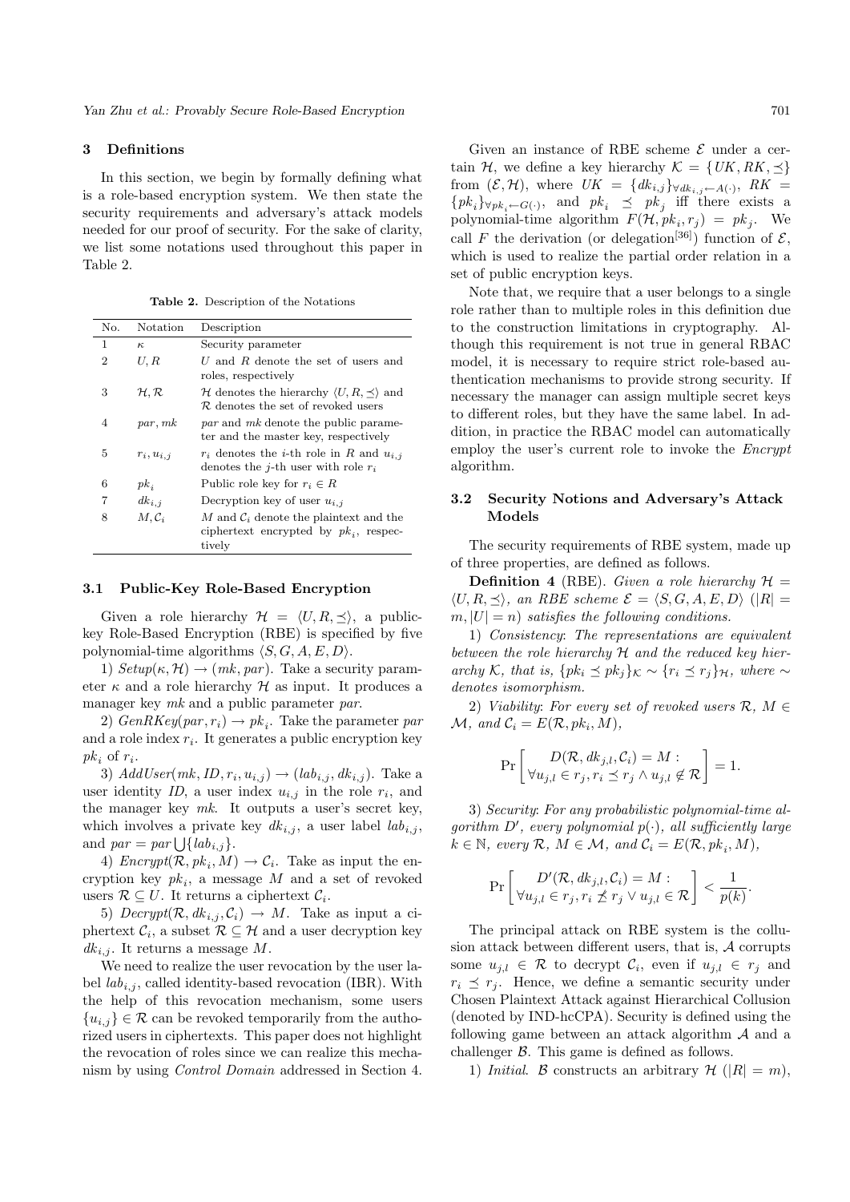## 3 Definitions

In this section, we begin by formally defining what is a role-based encryption system. We then state the security requirements and adversary's attack models needed for our proof of security. For the sake of clarity, we list some notations used throughout this paper in Table 2.

**Table 2.** Description of the Notations

| No. | Notation | Description |
|---|---|---|
| 1 | $\kappa$ | Security parameter |
| 2 | $U, R$ | $U$ and $R$ denote the set of users and roles, respectively |
| 3 | $\mathcal{H}, \mathcal{R}$ | $\mathcal{H}$ denotes the hierarchy $\langle U, R, \preceq \rangle$ and $\mathcal{R}$ denotes the set of revoked users |
| 4 | $par, mk$ | $par$ and $mk$ denote the public parameter and the master key, respectively |
| 5 | $r_i, u_{i,j}$ | $r_i$ denotes the $i$-th role in $R$ and $u_{i,j}$ denotes the $j$-th user with role $r_i$ |
| 6 | $pk_i$ | Public role key for $r_i \in R$ |
| 7 | $dk_{i,j}$ | Decryption key of user $u_{i,j}$ |
| 8 | $M, \mathcal{C}_i$ | $M$ and $\mathcal{C}_i$ denote the plaintext and the ciphertext encrypted by $pk_i$, respectively |

### 3.1 Public-Key Role-Based Encryption

Given a role hierarchy $\mathcal{H} = \langle U, R, \preceq \rangle$, a public-key Role-Based Encryption (RBE) is specified by five polynomial-time algorithms $\langle S, G, A, E, D \rangle$.

1) $Setup(\kappa, \mathcal{H}) \rightarrow (mk, par)$. Take a security parameter $\kappa$ and a role hierarchy $\mathcal{H}$ as input. It produces a manager key $mk$ and a public parameter $par$.

2) $GenRKey(par, r_i) \rightarrow pk_i$. Take the parameter $par$ and a role index $r_i$. It generates a public encryption key $pk_i$ of $r_i$.

3) $AddUser(mk, ID, r_i, u_{i,j}) \rightarrow (lab_{i,j}, dk_{i,j})$. Take a user identity $ID$, a user index $u_{i,j}$ in the role $r_i$, and the manager key $mk$. It outputs a user's secret key, which involves a private key $dk_{i,j}$, a user label $lab_{i,j}$, and $par = par \bigcup \{lab_{i,j}\}$.

4) $Encrypt(\mathcal{R}, pk_i, M) \rightarrow \mathcal{C}_i$. Take as input the encryption key $pk_i$, a message $M$ and a set of revoked users $\mathcal{R} \subseteq U$. It returns a ciphertext $\mathcal{C}_i$.

5) $Decrypt(\mathcal{R}, dk_{i,j}, \mathcal{C}_i) \rightarrow M$. Take as input a ciphertext $\mathcal{C}_i$, a subset $\mathcal{R} \subseteq \mathcal{H}$ and a user decryption key $dk_{i,j}$. It returns a message $M$.

We need to realize the user revocation by the user label $lab_{i,j}$, called identity-based revocation (IBR). With the help of this revocation mechanism, some users $\{u_{i,j}\} \in \mathcal{R}$ can be revoked temporarily from the authorized users in ciphertexts. This paper does not highlight the revocation of roles since we can realize this mechanism by using *Control Domain* addressed in Section 4.

Given an instance of RBE scheme $\mathcal{E}$ under a certain $\mathcal{H}$, we define a key hierarchy $\mathcal{K} = \{UK, RK, \preceq\}$ from $(\mathcal{E}, \mathcal{H})$, where $UK = \{dk_{i,j}\}_{\forall dk_{i,j} \leftarrow A(\cdot)}$, $RK = \{pk_i\}_{\forall pk_i \leftarrow G(\cdot)}$, and $pk_i \preceq pk_j$ iff there exists a polynomial-time algorithm $F(\mathcal{H}, pk_i, r_j) = pk_j$. We call $F$ the derivation (or delegation[36]) function of $\mathcal{E}$, which is used to realize the partial order relation in a set of public encryption keys.

Note that, we require that a user belongs to a single role rather than to multiple roles in this definition due to the construction limitations in cryptography. Although this requirement is not true in general RBAC model, it is necessary to require strict role-based authentication mechanisms to provide strong security. If necessary the manager can assign multiple secret keys to different roles, but they have the same label. In addition, in practice the RBAC model can automatically employ the user's current role to invoke the *Encrypt* algorithm.

### 3.2 Security Notions and Adversary's Attack Models

The security requirements of RBE system, made up of three properties, are defined as follows.

**Definition 4** (RBE). *Given a role hierarchy $\mathcal{H} = \langle U, R, \preceq \rangle$, an RBE scheme $\mathcal{E} = \langle S, G, A, E, D \rangle$ ($|R| = m, |U| = n$) satisfies the following conditions.*

1) *Consistency*: *The representations are equivalent between the role hierarchy $\mathcal{H}$ and the reduced key hierarchy $\mathcal{K}$, that is, $\{pk_i \preceq pk_j\}_{\mathcal{K}} \sim \{r_i \preceq r_j\}_{\mathcal{H}}$, where $\sim$ denotes isomorphism.*

2) *Viability*: *For every set of revoked users $\mathcal{R}$, $M \in \mathcal{M}$, and $\mathcal{C}_i = E(\mathcal{R}, pk_i, M)$,*

$$\Pr\left[\begin{array}{c} D(\mathcal{R}, dk_{j,l}, \mathcal{C}_i) = M : \\ \forall u_{j,l} \in r_j, r_i \preceq r_j \wedge u_{j,l} \notin \mathcal{R} \end{array}\right] = 1.$$

3) *Security*: *For any probabilistic polynomial-time algorithm $D'$, every polynomial $p(\cdot)$, all sufficiently large $k \in \mathbb{N}$, every $\mathcal{R}$, $M \in \mathcal{M}$, and $\mathcal{C}_i = E(\mathcal{R}, pk_i, M)$,*

$$\Pr\left[\begin{array}{c} D'(\mathcal{R}, dk_{j,l}, \mathcal{C}_i) = M : \\ \forall u_{j,l} \in r_j, r_i \npreceq r_j \vee u_{j,l} \in \mathcal{R} \end{array}\right] < \frac{1}{p(k)}.$$

The principal attack on RBE system is the collusion attack between different users, that is, $\mathcal{A}$ corrupts some $u_{j,l} \in \mathcal{R}$ to decrypt $\mathcal{C}_i$, even if $u_{j,l} \in r_j$ and $r_i \preceq r_j$. Hence, we define a semantic security under Chosen Plaintext Attack against Hierarchical Collusion (denoted by IND-hcCPA). Security is defined using the following game between an attack algorithm $\mathcal{A}$ and a challenger $\mathcal{B}$. This game is defined as follows.

1) *Initial*. $\mathcal{B}$ constructs an arbitrary $\mathcal{H}$ ($|R| = m$),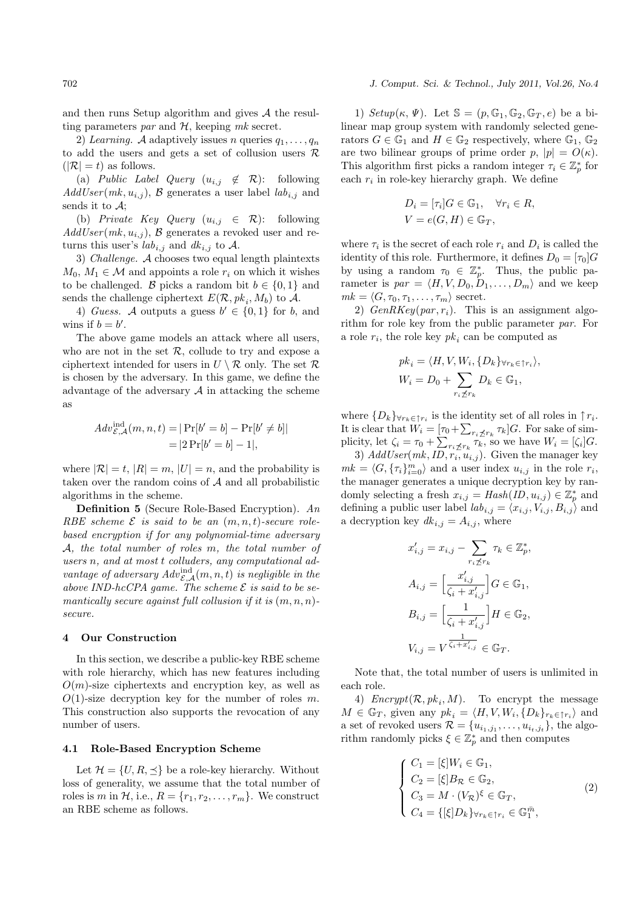and then runs Setup algorithm and gives $\mathcal{A}$ the resulting parameters *par* and $\mathcal{H}$, keeping *mk* secret.

2) *Learning.* $\mathcal{A}$ adaptively issues $n$ queries $q_1, \ldots, q_n$ to add the users and gets a set of collusion users $\mathcal{R}$ ($|\mathcal{R}| = t$) as follows.

(a) *Public Label Query* ($u_{i,j} \notin \mathcal{R}$): following $AddUser(mk, u_{i,j})$, $\mathcal{B}$ generates a user label $lab_{i,j}$ and sends it to $\mathcal{A}$;

(b) *Private Key Query* ($u_{i,j} \in \mathcal{R}$): following $AddUser(mk, u_{i,j})$, $\mathcal{B}$ generates a revoked user and returns this user's $lab_{i,j}$ and $dk_{i,j}$ to $\mathcal{A}$.

3) *Challenge.* $\mathcal{A}$ chooses two equal length plaintexts $M_0$, $M_1 \in \mathcal{M}$ and appoints a role $r_i$ on which it wishes to be challenged. $\mathcal{B}$ picks a random bit $b \in \{0, 1\}$ and sends the challenge ciphertext $E(\mathcal{R}, pk_i, M_b)$ to $\mathcal{A}$.

4) *Guess.* $\mathcal{A}$ outputs a guess $b' \in \{0, 1\}$ for $b$, and wins if $b = b'$.

The above game models an attack where all users, who are not in the set $\mathcal{R}$, collude to try and expose a ciphertext intended for users in $U \setminus \mathcal{R}$ only. The set $\mathcal{R}$ is chosen by the adversary. In this game, we define the advantage of the adversary $\mathcal{A}$ in attacking the scheme as

$$
\begin{aligned}
Adv^{\text{ind}}_{\mathcal{E},\mathcal{A}}(m, n, t) &= |\Pr[b' = b] - \Pr[b' \neq b]| \\
&= |2\Pr[b' = b] - 1|,
\end{aligned}
$$

where $|\mathcal{R}| = t$, $|R| = m$, $|U| = n$, and the probability is taken over the random coins of $\mathcal{A}$ and all probabilistic algorithms in the scheme.

**Definition 5** (Secure Role-Based Encryption). *An RBE scheme $\mathcal{E}$ is said to be an $(m, n, t)$-secure role-based encryption if for any polynomial-time adversary $\mathcal{A}$, the total number of roles $m$, the total number of users $n$, and at most $t$ colluders, any computational advantage of adversary $Adv^{\text{ind}}_{\mathcal{E},\mathcal{A}}(m, n, t)$ is negligible in the above IND-hcCPA game. The scheme $\mathcal{E}$ is said to be semantically secure against full collusion if it is $(m, n, n)$-secure.*

## 4 Our Construction

In this section, we describe a public-key RBE scheme with role hierarchy, which has new features including $O(m)$-size ciphertexts and encryption key, as well as $O(1)$-size decryption key for the number of roles $m$. This construction also supports the revocation of any number of users.

### 4.1 Role-Based Encryption Scheme

Let $\mathcal{H} = \{U, R, \preceq\}$ be a role-key hierarchy. Without loss of generality, we assume that the total number of roles is $m$ in $\mathcal{H}$, i.e., $R = \{r_1, r_2, \ldots, r_m\}$. We construct an RBE scheme as follows.

1) *Setup*$(\kappa, \Psi)$. Let $\mathbb{S} = (p, \mathbb{G}_1, \mathbb{G}_2, \mathbb{G}_T, e)$ be a bilinear map group system with randomly selected generators $G \in \mathbb{G}_1$ and $H \in \mathbb{G}_2$ respectively, where $\mathbb{G}_1$, $\mathbb{G}_2$ are two bilinear groups of prime order $p$, $|p| = O(\kappa)$. This algorithm first picks a random integer $\tau_i \in \mathbb{Z}_p^*$ for each $r_i$ in role-key hierarchy graph. We define

$$
\begin{aligned}
&D_i = [\tau_i]G \in \mathbb{G}_1, \quad \forall r_i \in R, \\
&V = e(G, H) \in \mathbb{G}_T,
\end{aligned}
$$

where $\tau_i$ is the secret of each role $r_i$ and $D_i$ is called the identity of this role. Furthermore, it defines $D_0 = [\tau_0]G$ by using a random $\tau_0 \in \mathbb{Z}_p^*$. Thus, the public parameter is $par = \langle H, V, D_0, D_1, \ldots, D_m\rangle$ and we keep $mk = \langle G, \tau_0, \tau_1, \ldots, \tau_m\rangle$ secret.

2) *GenRKey*$(par, r_i)$. This is an assignment algorithm for role key from the public parameter *par*. For a role $r_i$, the role key $pk_i$ can be computed as

$$
\begin{aligned}
&pk_i = \langle H, V, W_i, \{D_k\}_{\forall r_k \in \uparrow r_i}\rangle, \\
&W_i = D_0 + \sum_{r_i \not\preceq r_k} D_k \in \mathbb{G}_1,
\end{aligned}
$$

where $\{D_k\}_{\forall r_k \in \uparrow r_i}$ is the identity set of all roles in $\uparrow r_i$. It is clear that $W_i = [\tau_0 + \sum_{r_i \not\preceq r_k} \tau_k]G$. For sake of simplicity, let $\zeta_i = \tau_0 + \sum_{r_i \not\preceq r_k} \tau_k$, so we have $W_i = [\zeta_i]G$.

3) *AddUser*$(mk, ID, r_i, u_{i,j})$. Given the manager key $mk = \langle G, \{\tau_i\}_{i=0}^m\rangle$ and a user index $u_{i,j}$ in the role $r_i$, the manager generates a unique decryption key by randomly selecting a fresh $x_{i,j} = Hash(ID, u_{i,j}) \in \mathbb{Z}_p^*$ and defining a public user label $lab_{i,j} = \langle x_{i,j}, V_{i,j}, B_{i,j}\rangle$ and a decryption key $dk_{i,j} = A_{i,j}$, where

$$
\begin{aligned}
&x'_{i,j} = x_{i,j} - \sum_{r_i \not\preceq r_k} \tau_k \in \mathbb{Z}_p^*, \\
&A_{i,j} = \Big[\frac{x'_{i,j}}{\zeta_i + x'_{i,j}}\Big] G \in \mathbb{G}_1, \\
&B_{i,j} = \Big[\frac{1}{\zeta_i + x'_{i,j}}\Big] H \in \mathbb{G}_2, \\
&V_{i,j} = V^{\frac{1}{\zeta_i + x'_{i,j}}} \in \mathbb{G}_T.
\end{aligned}
$$

Note that, the total number of users is unlimited in each role.

4) *Encrypt*$(\mathcal{R}, pk_i, M)$. To encrypt the message $M \in \mathbb{G}_T$, given any $pk_i = \langle H, V, W_i, \{D_k\}_{r_k \in \uparrow r_i}\rangle$ and a set of revoked users $\mathcal{R} = \{u_{i_1,j_1}, \ldots, u_{i_t,j_t}\}$, the algorithm randomly picks $\xi \in \mathbb{Z}_p^*$ and then computes

$$
\begin{cases}
C_1 = [\xi]W_i \in \mathbb{G}_1, \\
C_2 = [\xi]B_{\mathcal{R}} \in \mathbb{G}_2, \\
C_3 = M \cdot (V_{\mathcal{R}})^{\xi} \in \mathbb{G}_T, \\
C_4 = \{[\xi]D_k\}_{\forall r_k \in \uparrow r_i} \in \mathbb{G}_1^{\bar{m}},
\end{cases} \tag{2}
$$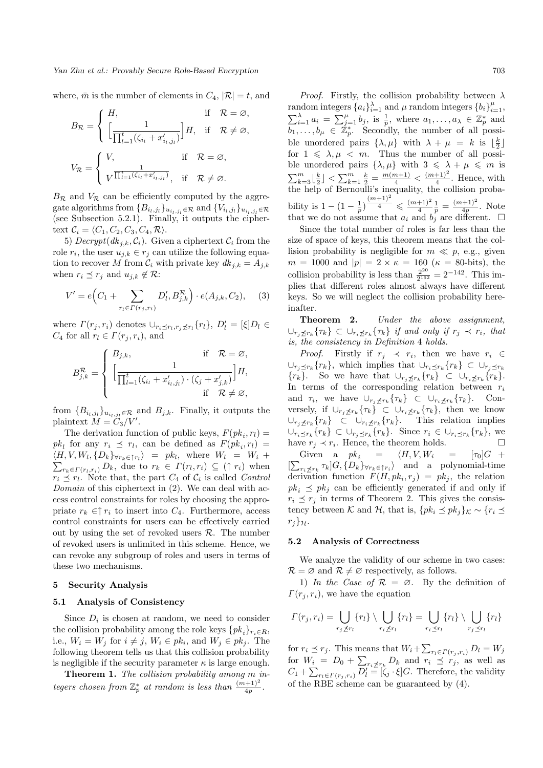where, $\bar{m}$ is the number of elements in $C_4$, $|\mathcal{R}| = t$, and

$$B_{\mathcal{R}} = \begin{cases} H, & \text{if} \quad \mathcal{R} = \varnothing, \\ \Big[\dfrac{1}{\prod_{l=1}^{t}(\zeta_{i_l} + x'_{i_l,j_l})}\Big]H, & \text{if} \quad \mathcal{R} \neq \varnothing, \end{cases}$$

$$V_{\mathcal{R}} = \begin{cases} V, & \text{if} \quad \mathcal{R} = \varnothing, \\ V^{\frac{1}{\prod_{l=1}^{t}(\zeta_{i_l} + x'_{i_l,j_l})}}, & \text{if} \quad \mathcal{R} \neq \varnothing. \end{cases}$$

$B_{\mathcal{R}}$ and $V_{\mathcal{R}}$ can be efficiently computed by the aggregate algorithms from $\{B_{i_l,j_l}\}_{u_{i_l,j_l} \in \mathcal{R}}$ and $\{V_{i_l,j_l}\}_{u_{i_l,j_l} \in \mathcal{R}}$ (see Subsection 5.2.1). Finally, it outputs the ciphertext $\mathcal{C}_i = \langle C_1, C_2, C_3, C_4, \mathcal{R}\rangle$.

5) *Decrypt*$(dk_{j,k}, \mathcal{C}_i)$. Given a ciphertext $\mathcal{C}_i$ from the role $r_i$, the user $u_{j,k} \in r_j$ can utilize the following equation to recover $M$ from $\mathcal{C}_i$ with private key $dk_{j,k} = A_{j,k}$ when $r_i \preceq r_j$ and $u_{j,k} \notin \mathcal{R}$:

$$V' = e\Big(C_1 + \sum_{r_l \in \Gamma(r_j, r_i)} D'_l, B^{\mathcal{R}}_{j,k}\Big) \cdot e(A_{j,k}, C_2), \quad (3)$$

where $\Gamma(r_j, r_i)$ denotes $\cup_{r_i \preceq r_l, r_j \npreceq r_l}\{r_l\}$, $D'_l = [\xi]D_l \in C_4$ for all $r_l \in \Gamma(r_j, r_i)$, and

$$B^{\mathcal{R}}_{j,k} = \begin{cases} B_{j,k}, & \text{if} \quad \mathcal{R} = \varnothing, \\ \Big[\dfrac{1}{\prod_{l=1}^{t}(\zeta_{i_l} + x'_{i_l,j_l}) \cdot (\zeta_j + x'_{j,k})}\Big]H, & \\ & \text{if} \quad \mathcal{R} \neq \varnothing, \end{cases}$$

from $\{B_{i_l,j_l}\}_{u_{i_l,j_l} \in \mathcal{R}}$ and $B_{j,k}$. Finally, it outputs the plaintext $M = C_3/V'$.

The derivation function of public keys, $F(pk_i, r_l) = pk_l$ for any $r_i \preceq r_l$, can be defined as $F(pk_i, r_l) = \langle H, V, W_l, \{D_k\}_{\forall r_k \in \uparrow r_l}\rangle = pk_l$, where $W_l = W_i + \sum_{r_k \in \Gamma(r_l, r_i)} D_k$, due to $r_k \in \Gamma(r_l, r_i) \subseteq (\uparrow r_i)$ when $r_i \preceq r_l$. Note that, the part $C_4$ of $\mathcal{C}_i$ is called *Control Domain* of this ciphertext in (2). We can deal with access control constraints for roles by choosing the appropriate $r_k \in \uparrow r_i$ to insert into $C_4$. Furthermore, access control constraints for users can be effectively carried out by using the set of revoked users $\mathcal{R}$. The number of revoked users is unlimited in this scheme. Hence, we can revoke any subgroup of roles and users in terms of these two mechanisms.

## 5 Security Analysis

### 5.1 Analysis of Consistency

Since $D_i$ is chosen at random, we need to consider the collision probability among the role keys $\{pk_i\}_{r_i \in R}$, i.e., $W_i = W_j$ for $i \neq j$, $W_i \in pk_i$, and $W_j \in pk_j$. The following theorem tells us that this collision probability is negligible if the security parameter $\kappa$ is large enough.

**Theorem 1.** *The collision probability among $m$ integers chosen from $\mathbb{Z}_p^*$ at random is less than $\frac{(m+1)^2}{4p}$.*

*Proof.* Firstly, the collision probability between $\lambda$ random integers $\{a_i\}_{i=1}^{\lambda}$ and $\mu$ random integers $\{b_i\}_{i=1}^{\mu}$, $\sum_{i=1}^{\lambda} a_i = \sum_{j=1}^{\mu} b_j$, is $\frac{1}{p}$, where $a_1, \ldots, a_\lambda \in \mathbb{Z}_p^*$ and $b_1, \ldots, b_\mu \in \mathbb{Z}_p^*$. Secondly, the number of all possible unordered pairs $\{\lambda, \mu\}$ with $\lambda + \mu = k$ is $\lfloor \frac{k}{2} \rfloor$ for $1 \leqslant \lambda, \mu < m$. Thus the number of all possible unordered pairs $\{\lambda, \mu\}$ with $3 \leqslant \lambda + \mu \leqslant m$ is $\sum_{k=3}^{m} \lfloor \frac{k}{2} \rfloor < \sum_{k=1}^{m} \frac{k}{2} = \frac{m(m+1)}{4} < \frac{(m+1)^2}{4}$. Hence, with the help of Bernoulli's inequality, the collision probability is $1 - (1 - \frac{1}{p})^{\frac{(m+1)^2}{4}} \leqslant \frac{(m+1)^2}{4} \frac{1}{p} = \frac{(m+1)^2}{4p}$. Note that we do not assume that $a_i$ and $b_j$ are different. $\square$

Since the total number of roles is far less than the size of space of keys, this theorem means that the collision probability is negligible for $m \ll p$, e.g., given $m = 1000$ and $|p| = 2 \times \kappa = 160$ ($\kappa$ = 80-bits), the collision probability is less than $\frac{2^{20}}{2^{162}} = 2^{-142}$. This implies that different roles almost always have different keys. So we will neglect the collision probability hereinafter.

**Theorem 2.** *Under the above assignment, $\cup_{r_j \npreceq r_k}\{\tau_k\} \subset \cup_{r_i \npreceq r_k}\{\tau_k\}$ if and only if $r_j \prec r_i$, that is, the consistency in Definition* 4 *holds.*

*Proof.* Firstly if $r_j \prec r_i$, then we have $r_i \in \cup_{r_j \preceq r_k}\{r_k\}$, which implies that $\cup_{r_i \preceq r_k}\{r_k\} \subset \cup_{r_j \preceq r_k}\{r_k\}$. So we have that $\cup_{r_j \npreceq r_k}\{r_k\} \subset \cup_{r_i \npreceq r_k}\{r_k\}$. In terms of the corresponding relation between $r_i$ and $\tau_i$, we have $\cup_{r_j \npreceq r_k}\{\tau_k\} \subset \cup_{r_i \npreceq r_k}\{\tau_k\}$. Conversely, if $\cup_{r_j \npreceq r_k}\{\tau_k\} \subset \cup_{r_i \npreceq r_k}\{\tau_k\}$, then we know $\cup_{r_j \npreceq r_k}\{r_k\} \subset \cup_{r_i \npreceq r_k}\{r_k\}$. This relation implies $\cup_{r_i \preceq r_k}\{r_k\} \subset \cup_{r_j \preceq r_k}\{r_k\}$. Since $r_i \in \cup_{r_i \preceq r_k}\{r_k\}$, we have $r_j \prec r_i$. Hence, the theorem holds. $\square$

Given a $pk_i = \langle H, V, W_i = [\tau_0]G + [\sum_{r_i \npreceq r_k} \tau_k]G, \{D_k\}_{\forall r_k \in \uparrow r_i}\rangle$ and a polynomial-time derivation function $F(H, pk_i, r_j) = pk_j$, the relation $pk_i \preceq pk_j$ can be efficiently generated if and only if $r_i \preceq r_j$ in terms of Theorem 2. This gives the consistency between $\mathcal{K}$ and $\mathcal{H}$, that is, $\{pk_i \preceq pk_j\}_{\mathcal{K}} \sim \{r_i \preceq r_j\}_{\mathcal{H}}$.

### 5.2 Analysis of Correctness

We analyze the validity of our scheme in two cases: $\mathcal{R} = \varnothing$ and $\mathcal{R} \neq \varnothing$ respectively, as follows.

1) *In the Case of $\mathcal{R} = \varnothing$.* By the definition of $\Gamma(r_j, r_i)$, we have the equation

$$\Gamma(r_j, r_i) = \bigcup_{r_j \npreceq r_l}\{r_l\} \setminus \bigcup_{r_i \npreceq r_l}\{r_l\} = \bigcup_{r_i \preceq r_l}\{r_l\} \setminus \bigcup_{r_j \preceq r_l}\{r_l\}$$

for $r_i \preceq r_j$. This means that $W_i + \sum_{r_l \in \Gamma(r_j, r_i)} D_l = W_j$ for $W_i = D_0 + \sum_{r_i \npreceq r_k} D_k$ and $r_i \preceq r_j$, as well as $C_1 + \sum_{r_l \in \Gamma(r_j, r_i)} D'_l = [\zeta_j \cdot \xi]G$. Therefore, the validity of the RBE scheme can be guaranteed by (4).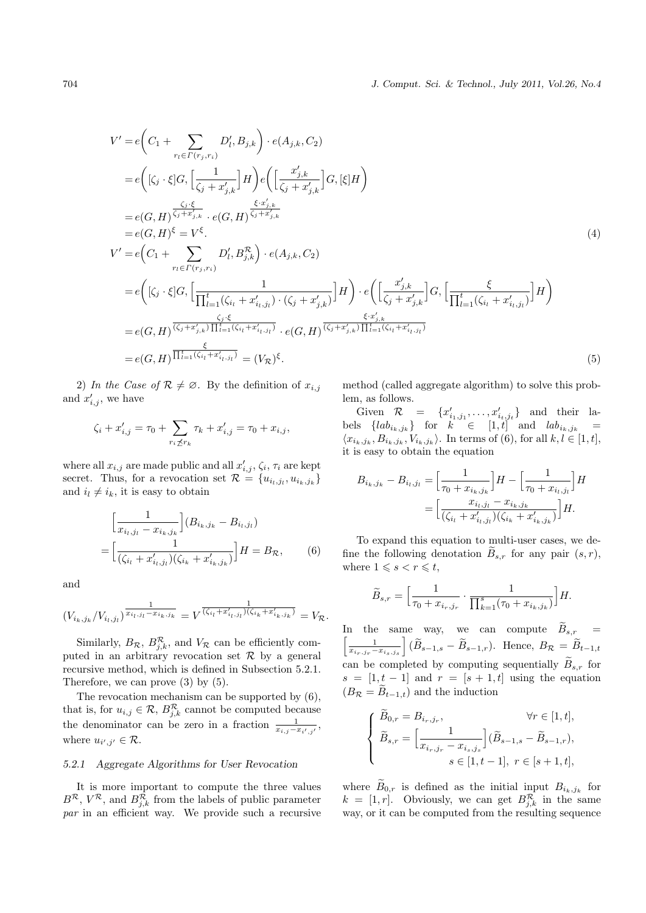$$
\begin{aligned}
V' &= e\Big(C_1 + \sum_{r_l \in \Gamma(r_j, r_i)} D'_l, B_{j,k}\Big) \cdot e(A_{j,k}, C_2) \\
&= e\Big([\zeta_j \cdot \xi]G, \Big[\frac{1}{\zeta_j + x'_{j,k}}\Big]H\Big) e\Big(\Big[\frac{x'_{j,k}}{\zeta_j + x'_{j,k}}\Big]G, [\xi]H\Big) \\
&= e(G,H)^{\frac{\zeta_j \cdot \xi}{\zeta_j + x'_{j,k}}} \cdot e(G,H)^{\frac{\xi \cdot x'_{j,k}}{\zeta_j + x'_{j,k}}} \\
&= e(G,H)^{\xi} = V^{\xi}.
\end{aligned} \tag{4}
$$

$$
\begin{aligned}
V' &= e\Big(C_1 + \sum_{r_l \in \Gamma(r_j, r_i)} D'_l, B^{\mathcal{R}}_{j,k}\Big) \cdot e(A_{j,k}, C_2) \\
&= e\Big([\zeta_j \cdot \xi]G, \Big[\frac{1}{\prod_{l=1}^{t}(\zeta_{i_l} + x'_{i_l,j_l}) \cdot (\zeta_j + x'_{j,k})}\Big]H\Big) \cdot e\Big(\Big[\frac{x'_{j,k}}{\zeta_j + x'_{j,k}}\Big]G, \Big[\frac{\xi}{\prod_{l=1}^{t}(\zeta_{i_l} + x'_{i_l,j_l})}\Big]H\Big) \\
&= e(G,H)^{\frac{\zeta_j \cdot \xi}{(\zeta_j + x'_{j,k})\prod_{l=1}^{t}(\zeta_{i_l} + x'_{i_l,j_l})}} \cdot e(G,H)^{\frac{\xi \cdot x'_{j,k}}{(\zeta_j + x'_{j,k})\prod_{l=1}^{t}(\zeta_{i_l} + x'_{i_l,j_l})}} \\
&= e(G,H)^{\frac{\xi}{\prod_{l=1}^{t}(\zeta_{i_l} + x'_{i_l,j_l})}} = (V_{\mathcal{R}})^{\xi}.
\end{aligned} \tag{5}
$$

2) *In the Case of* $\mathcal{R} \neq \varnothing$. By the definition of $x_{i,j}$ and $x'_{i,j}$, we have

$$
\zeta_i + x'_{i,j} = \tau_0 + \sum_{r_i \not\preceq r_k} \tau_k + x'_{i,j} = \tau_0 + x_{i,j},
$$

where all $x_{i,j}$ are made public and all $x'_{i,j}$, $\zeta_i$, $\tau_i$ are kept secret. Thus, for a revocation set $\mathcal{R} = \{u_{i_l,j_l}, u_{i_k,j_k}\}$ and $i_l \neq i_k$, it is easy to obtain

$$
\begin{aligned}
&\Big[\frac{1}{x_{i_l,j_l} - x_{i_k,j_k}}\Big](B_{i_k,j_k} - B_{i_l,j_l}) \\
&= \Big[\frac{1}{(\zeta_{i_l} + x'_{i_l,j_l})(\zeta_{i_k} + x'_{i_k,j_k})}\Big]H = B_{\mathcal{R}},
\end{aligned} \tag{6}
$$

and

$$
(V_{i_k,j_k}/V_{i_l,j_l})^{\frac{1}{x_{i_l,j_l} - x_{i_k,j_k}}} = V^{\frac{1}{(\zeta_{i_l} + x'_{i_l,j_l})(\zeta_{i_k} + x'_{i_k,j_k})}} = V_{\mathcal{R}}.
$$

Similarly, $B_{\mathcal{R}}$, $B^{\mathcal{R}}_{j,k}$, and $V_{\mathcal{R}}$ can be efficiently computed in an arbitrary revocation set $\mathcal{R}$ by a general recursive method, which is defined in Subsection 5.2.1. Therefore, we can prove (3) by (5).

The revocation mechanism can be supported by (6), that is, for $u_{i,j} \in \mathcal{R}$, $B^{\mathcal{R}}_{j,k}$ cannot be computed because the denominator can be zero in a fraction $\frac{1}{x_{i,j} - x_{i',j'}}$, where $u_{i',j'} \in \mathcal{R}$.

### 5.2.1 Aggregate Algorithms for User Revocation

It is more important to compute the three values $B^{\mathcal{R}}$, $V^{\mathcal{R}}$, and $B^{\mathcal{R}}_{j,k}$ from the labels of public parameter *par* in an efficient way. We provide such a recursive method (called aggregate algorithm) to solve this problem, as follows.

Given $\mathcal{R} = \{x'_{i_1,j_1}, \ldots, x'_{i_t,j_t}\}$ and their labels $\{lab_{i_k,j_k}\}$ for $k \in [1,t]$ and $lab_{i_k,j_k} = \langle x_{i_k,j_k}, B_{i_k,j_k}, V_{i_k,j_k} \rangle$. In terms of (6), for all $k, l \in [1,t]$, it is easy to obtain the equation

$$
\begin{aligned}
B_{i_k,j_k} - B_{i_l,j_l} &= \Big[\frac{1}{\tau_0 + x_{i_k,j_k}}\Big]H - \Big[\frac{1}{\tau_0 + x_{i_l,j_l}}\Big]H \\
&= \Big[\frac{x_{i_l,j_l} - x_{i_k,j_k}}{(\zeta_{i_l} + x'_{i_l,j_l})(\zeta_{i_k} + x'_{i_k,j_k})}\Big]H.
\end{aligned}
$$

To expand this equation to multi-user cases, we define the following denotation $\widetilde{B}_{s,r}$ for any pair $(s,r)$, where $1 \leqslant s < r \leqslant t$,

$$
\widetilde{B}_{s,r} = \Big[\frac{1}{\tau_0 + x_{i_r,j_r}} \cdot \frac{1}{\prod_{k=1}^{s}(\tau_0 + x_{i_k,j_k})}\Big]H.
$$

In the same way, we can compute $\widetilde{B}_{s,r} = \Big[\frac{1}{x_{i_r,j_r} - x_{i_s,j_s}}\Big](\widetilde{B}_{s-1,s} - \widetilde{B}_{s-1,r})$. Hence, $B_{\mathcal{R}} = \widetilde{B}_{t-1,t}$ can be completed by computing sequentially $\widetilde{B}_{s,r}$ for $s = [1, t-1]$ and $r = [s+1, t]$ using the equation $(B_{\mathcal{R}} = \widetilde{B}_{t-1,t})$ and the induction

$$
\begin{cases}
\widetilde{B}_{0,r} = B_{i_r,j_r}, & \forall r \in [1,t], \\
\widetilde{B}_{s,r} = \Big[\dfrac{1}{x_{i_r,j_r} - x_{i_s,j_s}}\Big](\widetilde{B}_{s-1,s} - \widetilde{B}_{s-1,r}), \\
\qquad\qquad s \in [1, t-1],\ r \in [s+1, t],
\end{cases}
$$

where $\widetilde{B}_{0,r}$ is defined as the initial input $B_{i_k,j_k}$ for $k = [1,r]$. Obviously, we can get $B^{\mathcal{R}}_{j,k}$ in the same way, or it can be computed from the resulting sequence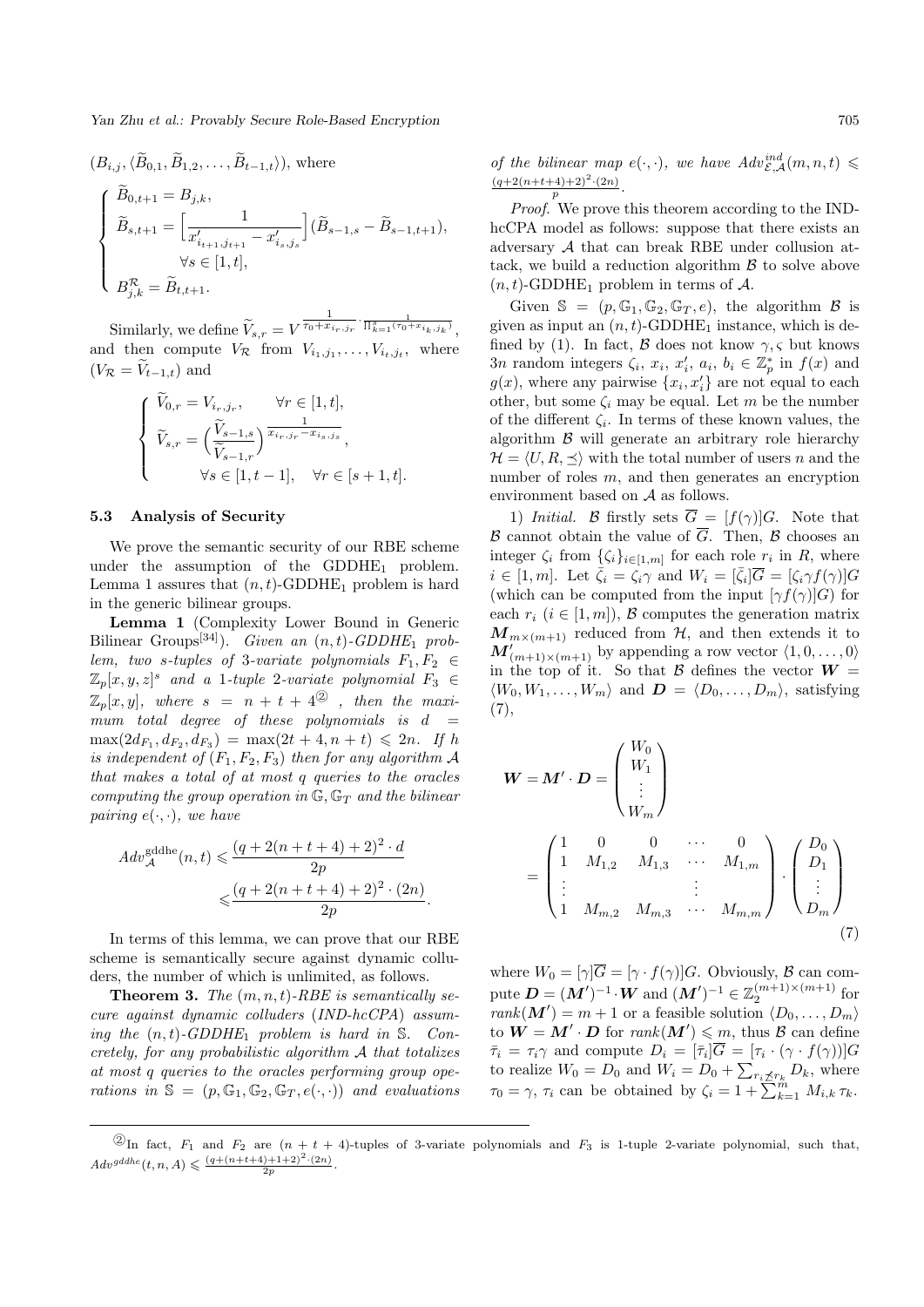$(B_{i,j}, \langle \widetilde{B}_{0,1}, \widetilde{B}_{1,2}, \ldots, \widetilde{B}_{t-1,t}\rangle)$, where

$$
\begin{cases}
\widetilde{B}_{0,t+1} = B_{j,k}, \\
\widetilde{B}_{s,t+1} = \Big[\dfrac{1}{x'_{i_{t+1},j_{t+1}} - x'_{i_s,j_s}}\Big](\widetilde{B}_{s-1,s} - \widetilde{B}_{s-1,t+1}), \\
\qquad \forall s \in [1,t], \\
B^{\mathcal{R}}_{j,k} = \widetilde{B}_{t,t+1}.
\end{cases}
$$

Similarly, we define $\widetilde{V}_{s,r} = V^{\frac{1}{\tau_0 + x_{i_r,j_r}} \cdot \frac{1}{\prod_{k=1}^{s}(\tau_0 + x_{i_k,j_k})}}$, and then compute $V_{\mathcal{R}}$ from $V_{i_1,j_1}, \ldots, V_{i_t,j_t}$, where $(V_{\mathcal{R}} = \widetilde{V}_{t-1,t})$ and

$$
\begin{cases}
\widetilde{V}_{0,r} = V_{i_r,j_r}, \qquad \forall r \in [1,t], \\
\widetilde{V}_{s,r} = \Big(\dfrac{\widetilde{V}_{s-1,s}}{\widetilde{V}_{s-1,r}}\Big)^{\frac{1}{x_{i_r,j_r} - x_{i_s,j_s}}}, \\
\qquad \forall s \in [1,t-1], \quad \forall r \in [s+1,t].
\end{cases}
$$

### 5.3 Analysis of Security

We prove the semantic security of our RBE scheme under the assumption of the $\text{GDDHE}_1$ problem. Lemma 1 assures that $(n,t)$-$\text{GDDHE}_1$ problem is hard in the generic bilinear groups.

**Lemma 1** (Complexity Lower Bound in Generic Bilinear Groups[34]). *Given an $(n,t)$-$GDDHE_1$ problem, two $s$-tuples of 3-variate polynomials $F_1, F_2 \in \mathbb{Z}_p[x,y,z]^s$ and a 1-tuple 2-variate polynomial $F_3 \in \mathbb{Z}_p[x,y]$, where $s = n+t+4$*[②] *, then the maximum total degree of these polynomials is $d = \max(2d_{F_1}, d_{F_2}, d_{F_3}) = \max(2t+4, n+t) \leqslant 2n$. If $h$ is independent of $(F_1, F_2, F_3)$ then for any algorithm $\mathcal{A}$ that makes a total of at most $q$ queries to the oracles computing the group operation in $\mathbb{G}, \mathbb{G}_T$ and the bilinear pairing $e(\cdot,\cdot)$, we have*

$$
\begin{aligned}
Adv^{\text{gddhe}}_{\mathcal{A}}(n,t) &\leqslant \frac{(q + 2(n+t+4)+2)^2 \cdot d}{2p} \\
&\leqslant \frac{(q + 2(n+t+4)+2)^2 \cdot (2n)}{2p}.
\end{aligned}
$$

In terms of this lemma, we can prove that our RBE scheme is semantically secure against dynamic colluders, the number of which is unlimited, as follows.

**Theorem 3.** *The $(m,n,t)$-RBE is semantically secure against dynamic colluders (IND-hcCPA) assuming the $(n,t)$-$GDDHE_1$ problem is hard in $\mathbb{S}$. Concretely, for any probabilistic algorithm $\mathcal{A}$ that totalizes at most $q$ queries to the oracles performing group operations in $\mathbb{S} = (p, \mathbb{G}_1, \mathbb{G}_2, \mathbb{G}_T, e(\cdot,\cdot))$ and evaluations of the bilinear map $e(\cdot,\cdot)$, we have $Adv^{ind}_{\mathcal{E},\mathcal{A}}(m,n,t) \leqslant \frac{(q+2(n+t+4)+2)^2 \cdot (2n)}{p}$.*

*Proof.* We prove this theorem according to the IND-hcCPA model as follows: suppose that there exists an adversary $\mathcal{A}$ that can break RBE under collusion attack, we build a reduction algorithm $\mathcal{B}$ to solve above $(n,t)$-$\text{GDDHE}_1$ problem in terms of $\mathcal{A}$.

Given $\mathbb{S} = (p, \mathbb{G}_1, \mathbb{G}_2, \mathbb{G}_T, e)$, the algorithm $\mathcal{B}$ is given as input an $(n,t)$-$\text{GDDHE}_1$ instance, which is defined by (1). In fact, $\mathcal{B}$ does not know $\gamma, \varsigma$ but knows $3n$ random integers $\zeta_i, x_i, x'_i, a_i, b_i \in \mathbb{Z}^*_p$ in $f(x)$ and $g(x)$, where any pairwise $\{x_i, x'_i\}$ are not equal to each other, but some $\zeta_i$ may be equal. Let $m$ be the number of the different $\zeta_i$. In terms of these known values, the algorithm $\mathcal{B}$ will generate an arbitrary role hierarchy $\mathcal{H} = \langle U, R, \preceq\rangle$ with the total number of users $n$ and the number of roles $m$, and then generates an encryption environment based on $\mathcal{A}$ as follows.

1) *Initial.* $\mathcal{B}$ firstly sets $\overline{G} = [f(\gamma)]G$. Note that $\mathcal{B}$ cannot obtain the value of $\overline{G}$. Then, $\mathcal{B}$ chooses an integer $\zeta_i$ from $\{\zeta_i\}_{i\in[1,m]}$ for each role $r_i$ in $R$, where $i \in [1,m]$. Let $\bar{\zeta}_i = \zeta_i\gamma$ and $W_i = [\bar{\zeta}_i]\overline{G} = [\zeta_i\gamma f(\gamma)]G$ (which can be computed from the input $[\gamma f(\gamma)]G$) for each $r_i$ ($i \in [1,m]$), $\mathcal{B}$ computes the generation matrix $\boldsymbol{M}_{m\times(m+1)}$ reduced from $\mathcal{H}$, and then extends it to $\boldsymbol{M}'_{(m+1)\times(m+1)}$ by appending a row vector $\langle 1, 0, \ldots, 0\rangle$ in the top of it. So that $\mathcal{B}$ defines the vector $\boldsymbol{W} = \langle W_0, W_1, \ldots, W_m\rangle$ and $\boldsymbol{D} = \langle D_0, \ldots, D_m\rangle$, satisfying (7),

$$
\begin{aligned}
\boldsymbol{W} = \boldsymbol{M}' \cdot \boldsymbol{D} &= \begin{pmatrix} W_0 \\ W_1 \\ \vdots \\ W_m \end{pmatrix} \\
&= \begin{pmatrix} 1 & 0 & 0 & \cdots & 0 \\ 1 & M_{1,2} & M_{1,3} & \cdots & M_{1,m} \\ \vdots & & & \vdots & \\ 1 & M_{m,2} & M_{m,3} & \cdots & M_{m,m} \end{pmatrix} \cdot \begin{pmatrix} D_0 \\ D_1 \\ \vdots \\ D_m \end{pmatrix}
\end{aligned} \tag{7}
$$

where $W_0 = [\gamma]\overline{G} = [\gamma \cdot f(\gamma)]G$. Obviously, $\mathcal{B}$ can compute $\boldsymbol{D} = (\boldsymbol{M}')^{-1} \cdot \boldsymbol{W}$ and $(\boldsymbol{M}')^{-1} \in \mathbb{Z}_2^{(m+1)\times(m+1)}$ for $rank(\boldsymbol{M}') = m+1$ or a feasible solution $\langle D_0, \ldots, D_m\rangle$ to $\boldsymbol{W} = \boldsymbol{M}' \cdot \boldsymbol{D}$ for $rank(\boldsymbol{M}') \leqslant m$, thus $\mathcal{B}$ can define $\bar{\tau}_i = \tau_i\gamma$ and compute $D_i = [\bar{\tau}_i]\overline{G} = [\tau_i \cdot (\gamma \cdot f(\gamma))]G$ to realize $W_0 = D_0$ and $W_i = D_0 + \sum_{r_i \not\preceq r_k} D_k$, where $\tau_0 = \gamma$, $\tau_i$ can be obtained by $\zeta_i = 1 + \sum_{k=1}^{m} M_{i,k}\,\tau_k$.

---

[②] In fact, $F_1$ and $F_2$ are $(n+t+4)$-tuples of 3-variate polynomials and $F_3$ is 1-tuple 2-variate polynomial, such that, $Adv^{gddhe}(t,n,A) \leqslant \frac{(q+(n+t+4)+1+2)^2 \cdot (2n)}{2p}$.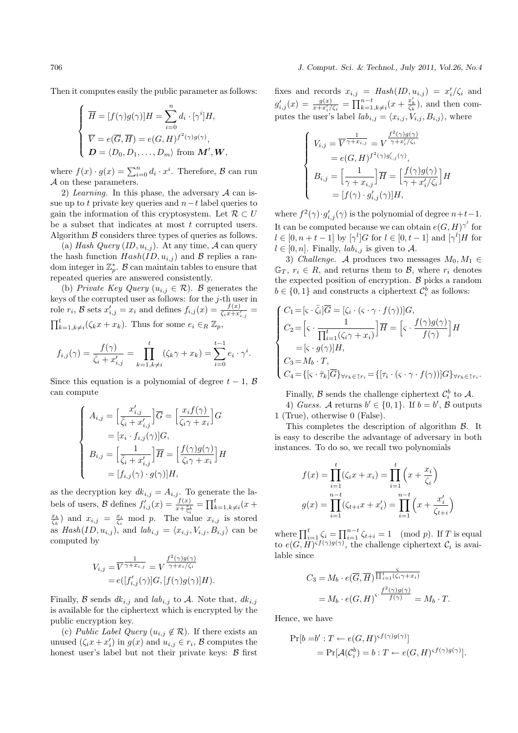Then it computes easily the public parameter as follows:

$$\begin{cases} \overline{H} = [f(\gamma)g(\gamma)]H = \sum_{i=0}^{n} d_i \cdot [\gamma^i]H, \\ \overline{V} = e(\overline{G}, \overline{H}) = e(G,H)^{f^2(\gamma)g(\gamma)}, \\ \boldsymbol{D} = \langle D_0, D_1, \ldots, D_m \rangle \text{ from } \boldsymbol{M'}, \boldsymbol{W}, \end{cases}$$

where $f(x) \cdot g(x) = \sum_{i=0}^{n} d_i \cdot x^i$. Therefore, $\mathcal{B}$ can run $\mathcal{A}$ on these parameters.

2) *Learning.* In this phase, the adversary $\mathcal{A}$ can issue up to $t$ private key queries and $n-t$ label queries to gain the information of this cryptosystem. Let $\mathcal{R} \subset U$ be a subset that indicates at most $t$ corrupted users. Algorithm $\mathcal{B}$ considers three types of queries as follows.

(a) *Hash Query* $(ID, u_{i,j})$. At any time, $\mathcal{A}$ can query the hash function $Hash(ID, u_{i,j})$ and $\mathcal{B}$ replies a random integer in $\mathbb{Z}_p^*$. $\mathcal{B}$ can maintain tables to ensure that repeated queries are answered consistently.

(b) *Private Key Query* $(u_{i,j} \in \mathcal{R})$. $\mathcal{B}$ generates the keys of the corrupted user as follows: for the $j$-th user in role $r_i$, $\mathcal{B}$ sets $x'_{i,j} = x_i$ and defines $f_{i,j}(x) = \frac{f(x)}{\zeta_i x + x'_{i,j}} = \prod_{k=1,k\neq i}^{t} (\zeta_k x + x_k)$. Thus for some $e_i \in_R \mathbb{Z}_p$,

$$f_{i,j}(\gamma) = \frac{f(\gamma)}{\bar{\zeta}_i + x'_{i,j}} = \prod_{k=1,k\neq i}^{t} (\zeta_k \gamma + x_k) = \sum_{i=0}^{t-1} e_i \cdot \gamma^i.$$

Since this equation is a polynomial of degree $t-1$, $\mathcal{B}$ can compute

$$\begin{cases} A_{i,j} = \Big[\frac{x'_{i,j}}{\bar{\zeta}_i + x'_{i,j}}\Big]\overline{G} = \Big[\frac{x_i f(\gamma)}{\zeta_i \gamma + x_i}\Big]G \\ \quad\;\; = [x_i \cdot f_{i,j}(\gamma)]G, \\ B_{i,j} = \Big[\frac{1}{\bar{\zeta}_i + x'_{i,j}}\Big]\overline{H} = \Big[\frac{f(\gamma)g(\gamma)}{\zeta_i \gamma + x_i}\Big]H \\ \quad\;\; = [f_{i,j}(\gamma) \cdot g(\gamma)]H, \end{cases}$$

as the decryption key $dk_{i,j} = A_{i,j}$. To generate the labels of users, $\mathcal{B}$ defines $f'_{i,j}(x) = \frac{f(x)}{x + \frac{x_i}{\zeta_i}} = \prod_{k=1,k\neq i}^{t} (x + \frac{x_k}{\zeta_k})$ and $x_{i,j} = \frac{x_i}{\zeta_i} \bmod p$. The value $x_{i,j}$ is stored as $Hash(ID, u_{i,j})$, and $lab_{i,j} = \langle x_{i,j}, V_{i,j}, B_{i,j} \rangle$ can be computed by

$$\begin{aligned} V_{i,j} &= \overline{V}^{\frac{1}{\gamma + x_{i,j}}} = V^{\frac{f^2(\gamma)g(\gamma)}{\gamma + x_i/\zeta_i}} \\ &= e([f'_{i,j}(\gamma)]G, [f(\gamma)g(\gamma)]H). \end{aligned}$$

Finally, $\mathcal{B}$ sends $dk_{i,j}$ and $lab_{i,j}$ to $\mathcal{A}$. Note that, $dk_{i,j}$ is available for the ciphertext which is encrypted by the public encryption key.

(c) *Public Label Query* $(u_{i,j} \notin \mathcal{R})$. If there exists an unused $(\zeta_i x + x'_i)$ in $g(x)$ and $u_{i,j} \in r_i$, $\mathcal{B}$ computes the honest user's label but not their private keys: $\mathcal{B}$ first fixes and records $x_{i,j} = Hash(ID, u_{i,j}) = x'_i/\zeta_i$ and $g'_{i,j}(x) = \frac{g(x)}{x + x'_i/\zeta_i} = \prod_{k=1,k\neq i}^{n-t} (x + \frac{x'_k}{\zeta_k})$, and then computes the user's label $lab_{i,j} = \langle x_{i,j}, V_{i,j}, B_{i,j} \rangle$, where

$$\begin{cases} V_{i,j} = \overline{V}^{\frac{1}{\gamma + x_{i,j}}} = V^{\frac{f^2(\gamma)g(\gamma)}{\gamma + x'_i/\zeta_i}} \\ \quad\;\; = e(G,H)^{f^2(\gamma)g'_{i,j}(\gamma)}, \\ B_{i,j} = \Big[\frac{1}{\gamma + x_{i,j}}\Big]\overline{H} = \Big[\frac{f(\gamma)g(\gamma)}{\gamma + x'_i/\zeta_i}\Big]H \\ \quad\;\; = [f(\gamma) \cdot g'_{i,j}(\gamma)]H, \end{cases}$$

where $f^2(\gamma) \cdot g'_{i,j}(\gamma)$ is the polynomial of degree $n+t-1$. It can be computed because we can obtain $e(G,H)^{\gamma^l}$ for $l \in [0, n+t-1]$ by $[\gamma^l]G$ for $l \in [0, t-1]$ and $[\gamma^l]H$ for $l \in [0, n]$. Finally, $lab_{i,j}$ is given to $\mathcal{A}$.

3) *Challenge.* $\mathcal{A}$ produces two messages $M_0, M_1 \in \mathbb{G}_T$, $r_i \in R$, and returns them to $\mathcal{B}$, where $r_i$ denotes the expected position of encryption. $\mathcal{B}$ picks a random $b \in \{0,1\}$ and constructs a ciphertext $\mathcal{C}_i^b$ as follows:

$$\begin{cases} C_1 = [\varsigma \cdot \bar{\zeta}_i]\overline{G} = [\zeta_i \cdot (\varsigma \cdot \gamma \cdot f(\gamma))]G, \\ C_2 = \Big[\varsigma \cdot \frac{1}{\prod_{i=1}^{t}(\zeta_i \gamma + x_i)}\Big]\overline{H} = \Big[\varsigma \cdot \frac{f(\gamma)g(\gamma)}{f(\gamma)}\Big]H \\ \quad\;\; = [\varsigma \cdot g(\gamma)]H, \\ C_3 = M_b \cdot T, \\ C_4 = \{[\varsigma \cdot \bar{\tau}_k]\overline{G}\}_{\forall r_k \in \uparrow r_i} = \{[\tau_i \cdot (\varsigma \cdot \gamma \cdot f(\gamma))]G\}_{\forall r_k \in \uparrow r_i}. \end{cases}$$

Finally, $\mathcal{B}$ sends the challenge ciphertext $\mathcal{C}_i^b$ to $\mathcal{A}$.

4) *Guess.* $\mathcal{A}$ returns $b' \in \{0,1\}$. If $b = b'$, $\mathcal{B}$ outputs 1 (True), otherwise 0 (False).

This completes the description of algorithm $\mathcal{B}$. It is easy to describe the advantage of adversary in both instances. To do so, we recall two polynomials

$$\begin{aligned} f(x) &= \prod_{i=1}^{t} (\zeta_i x + x_i) = \prod_{i=1}^{t} \Big(x + \frac{x_i}{\zeta_i}\Big) \\ g(x) &= \prod_{i=1}^{n-t} (\zeta_{t+i} x + x'_i) = \prod_{i=1}^{n-t} \Big(x + \frac{x'_i}{\zeta_{t+i}}\Big) \end{aligned}$$

where $\prod_{i=1}^{t} \zeta_i = \prod_{i=1}^{n-t} \zeta_{t+i} = 1 \pmod p$. If $T$ is equal to $e(G,H)^{\varsigma f(\gamma)g(\gamma)}$, the challenge ciphertext $\mathcal{C}_i$ is available since

$$\begin{aligned} C_3 &= M_b \cdot e(\overline{G}, \overline{H})^{\frac{\varsigma}{\prod_{i=1}^{t}(\zeta_i \gamma + x_i)}} \\ &= M_b \cdot e(G,H)^{\varsigma \cdot \frac{f^2(\gamma)g(\gamma)}{f(\gamma)}} = M_b \cdot T. \end{aligned}$$

Hence, we have

$$\begin{aligned} &\Pr[b = b' : T \leftarrow e(G,H)^{\varsigma f(\gamma)g(\gamma)}] \\ &\quad = \Pr[\mathcal{A}(\mathcal{C}_i^b) = b : T \leftarrow e(G,H)^{\varsigma f(\gamma)g(\gamma)}]. \end{aligned}$$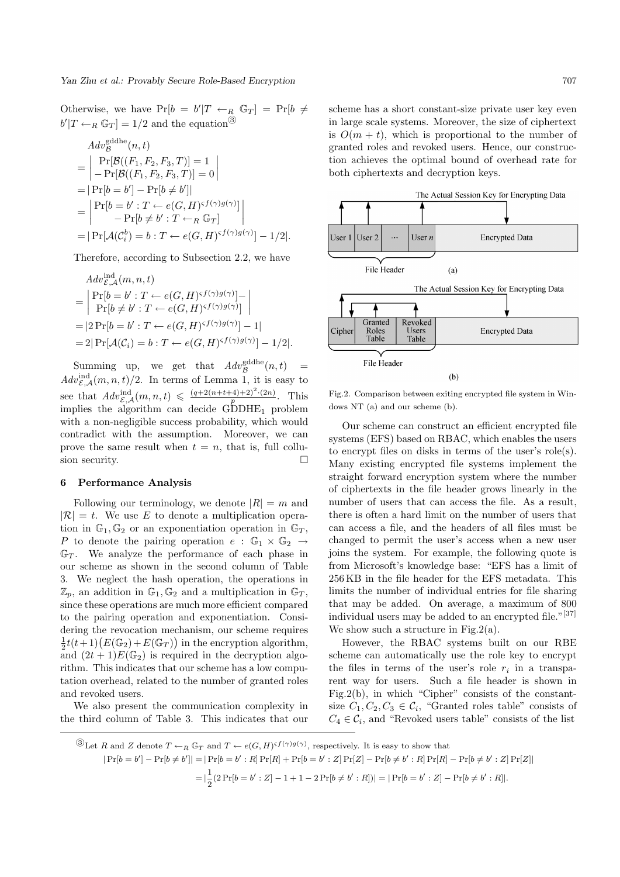Otherwise, we have $\Pr[b = b' | T \leftarrow_R \mathbb{G}_T] = \Pr[b \neq b' | T \leftarrow_R \mathbb{G}_T] = 1/2$ and the equation[③]

$$
\begin{aligned}
& Adv_{\mathcal{B}}^{\mathrm{gddhe}}(n,t) \\
&= \left| \begin{array}{c} \Pr[\mathcal{B}((F_1, F_2, F_3, T)] = 1 \\ - \Pr[\mathcal{B}((F_1, F_2, F_3, T)] = 0 \end{array} \right| \\
&= |\Pr[b = b'] - \Pr[b \neq b']| \\
&= \left| \begin{array}{c} \Pr[b = b' : T \leftarrow e(G,H)^{\varsigma f(\gamma) g(\gamma)}] \\ - \Pr[b \neq b' : T \leftarrow_R \mathbb{G}_T] \end{array} \right| \\
&= |\Pr[\mathcal{A}(\mathcal{C}_i^b) = b : T \leftarrow e(G,H)^{\varsigma f(\gamma) g(\gamma)}] - 1/2|.
\end{aligned}
$$

Therefore, according to Subsection 2.2, we have

$$
\begin{aligned}
& Adv_{\mathcal{E},\mathcal{A}}^{\mathrm{ind}}(m,n,t) \\
&= \left| \begin{array}{c} \Pr[b = b' : T \leftarrow e(G,H)^{\varsigma f(\gamma) g(\gamma)}] - \\ \Pr[b \neq b' : T \leftarrow e(G,H)^{\varsigma f(\gamma) g(\gamma)}] \end{array} \right| \\
&= |2 \Pr[b = b' : T \leftarrow e(G,H)^{\varsigma f(\gamma) g(\gamma)}] - 1| \\
&= 2 |\Pr[\mathcal{A}(\mathcal{C}_i) = b : T \leftarrow e(G,H)^{\varsigma f(\gamma) g(\gamma)}] - 1/2|.
\end{aligned}
$$

Summing up, we get that $Adv_{\mathcal{B}}^{\mathrm{gddhe}}(n,t) = Adv_{\mathcal{E},\mathcal{A}}^{\mathrm{ind}}(m,n,t)/2$. In terms of Lemma 1, it is easy to see that $Adv_{\mathcal{E},\mathcal{A}}^{\mathrm{ind}}(m,n,t) \leqslant \frac{(q+2(n+t+4)+2)^2 \cdot (2n)}{p}$. This implies the algorithm can decide $\mathrm{GDDHE}_1$ problem with a non-negligible success probability, which would contradict with the assumption. Moreover, we can prove the same result when $t = n$, that is, full collusion security. □

## 6 Performance Analysis

Following our terminology, we denote $|R| = m$ and $|\mathcal{R}| = t$. We use $E$ to denote a multiplication operation in $\mathbb{G}_1, \mathbb{G}_2$ or an exponentiation operation in $\mathbb{G}_T$, $P$ to denote the pairing operation $e : \mathbb{G}_1 \times \mathbb{G}_2 \to \mathbb{G}_T$. We analyze the performance of each phase in our scheme as shown in the second column of Table 3. We neglect the hash operation, the operations in $\mathbb{Z}_p$, an addition in $\mathbb{G}_1, \mathbb{G}_2$ and a multiplication in $\mathbb{G}_T$, since these operations are much more efficient compared to the pairing operation and exponentiation. Considering the revocation mechanism, our scheme requires $\frac{1}{2}t(t+1)\big(E(\mathbb{G}_2) + E(\mathbb{G}_T)\big)$ in the encryption algorithm, and $(2t+1)E(\mathbb{G}_2)$ is required in the decryption algorithm. This indicates that our scheme has a low computation overhead, related to the number of granted roles and revoked users.

We also present the communication complexity in the third column of Table 3. This indicates that our scheme has a short constant-size private user key even in large scale systems. Moreover, the size of ciphertext is $O(m + t)$, which is proportional to the number of granted roles and revoked users. Hence, our construction achieves the optimal bound of overhead rate for both ciphertexts and decryption keys.

Fig.2. Comparison between exiting encrypted file system in Windows NT (a) and our scheme (b).

Our scheme can construct an efficient encrypted file systems (EFS) based on RBAC, which enables the users to encrypt files on disks in terms of the user's role(s). Many existing encrypted file systems implement the straight forward encryption system where the number of ciphertexts in the file header grows linearly in the number of users that can access the file. As a result, there is often a hard limit on the number of users that can access a file, and the headers of all files must be changed to permit the user's access when a new user joins the system. For example, the following quote is from Microsoft's knowledge base: "EFS has a limit of 256 KB in the file header for the EFS metadata. This limits the number of individual entries for file sharing that may be added. On average, a maximum of 800 individual users may be added to an encrypted file."[37] We show such a structure in Fig.2(a).

However, the RBAC systems built on our RBE scheme can automatically use the role key to encrypt the files in terms of the user's role $r_i$ in a transparent way for users. Such a file header is shown in Fig.2(b), in which "Cipher" consists of the constant-size $C_1, C_2, C_3 \in \mathcal{C}_i$, "Granted roles table" consists of $C_4 \in \mathcal{C}_i$, and "Revoked users table" consists of the list

---

③Let $R$ and $Z$ denote $T \leftarrow_R \mathbb{G}_T$ and $T \leftarrow e(G,H)^{\varsigma f(\gamma) g(\gamma)}$, respectively. It is easy to show that

$$
\begin{aligned}
|\Pr[b = b'] - \Pr[b \neq b']| &= |\Pr[b = b' : R]\Pr[R] + \Pr[b = b' : Z]\Pr[Z] - \Pr[b \neq b' : R]\Pr[R] - \Pr[b \neq b' : Z]\Pr[Z]| \\
&= |\frac{1}{2}(2\Pr[b = b' : Z] - 1 + 1 - 2\Pr[b \neq b' : R])| = |\Pr[b = b' : Z] - \Pr[b \neq b' : R]|.
\end{aligned}
$$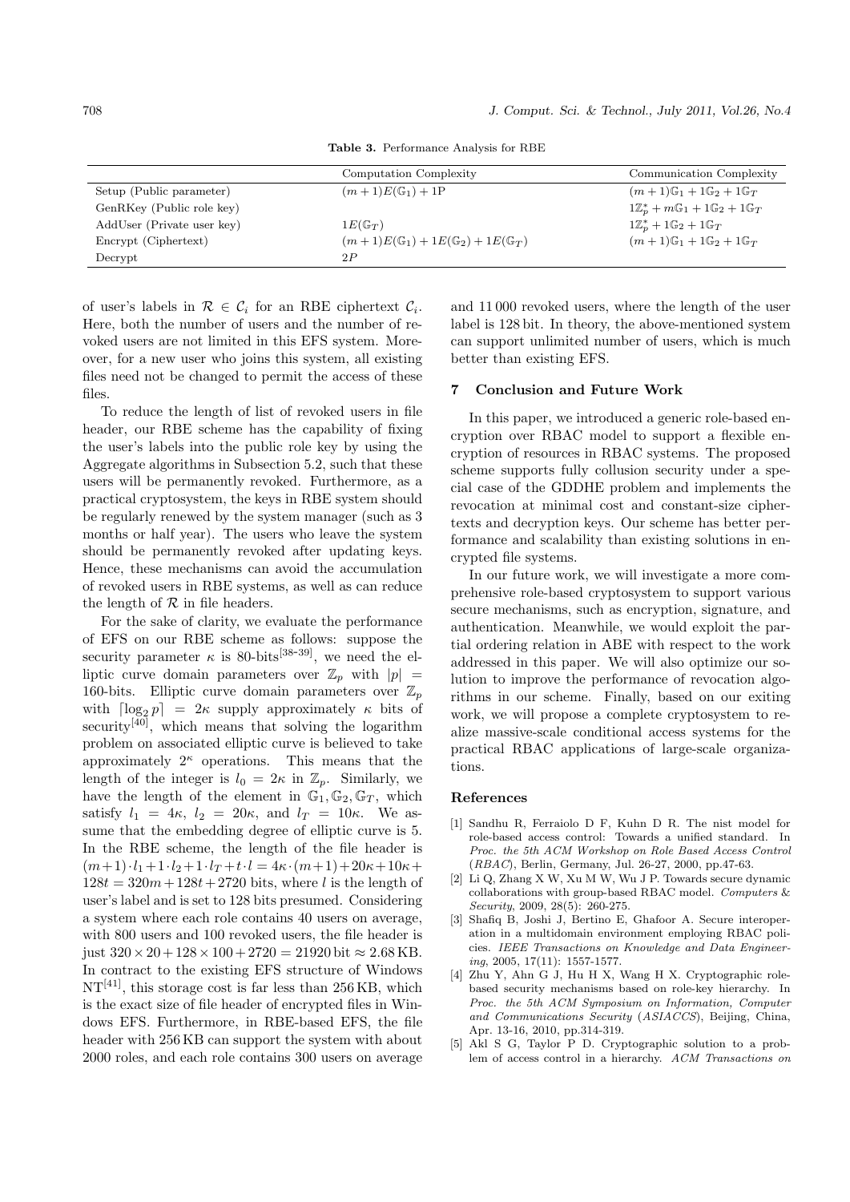**Table 3.** Performance Analysis for RBE

| | Computation Complexity | Communication Complexity |
|---|---|---|
| Setup (Public parameter) | $(m+1)E(\mathbb{G}_1) + 1\mathrm{P}$ | $(m+1)\mathbb{G}_1 + 1\mathbb{G}_2 + 1\mathbb{G}_T$ |
| GenRKey (Public role key) | | $1\mathbb{Z}_p^* + m\mathbb{G}_1 + 1\mathbb{G}_2 + 1\mathbb{G}_T$ |
| AddUser (Private user key) | $1E(\mathbb{G}_T)$ | $1\mathbb{Z}_p^* + 1\mathbb{G}_2 + 1\mathbb{G}_T$ |
| Encrypt (Ciphertext) | $(m+1)E(\mathbb{G}_1) + 1E(\mathbb{G}_2) + 1E(\mathbb{G}_T)$ | $(m+1)\mathbb{G}_1 + 1\mathbb{G}_2 + 1\mathbb{G}_T$ |
| Decrypt | $2P$ | |

of user's labels in $\mathcal{R} \in \mathcal{C}_i$ for an RBE ciphertext $\mathcal{C}_i$. Here, both the number of users and the number of revoked users are not limited in this EFS system. Moreover, for a new user who joins this system, all existing files need not be changed to permit the access of these files.

To reduce the length of list of revoked users in file header, our RBE scheme has the capability of fixing the user's labels into the public role key by using the Aggregate algorithms in Subsection 5.2, such that these users will be permanently revoked. Furthermore, as a practical cryptosystem, the keys in RBE system should be regularly renewed by the system manager (such as 3 months or half year). The users who leave the system should be permanently revoked after updating keys. Hence, these mechanisms can avoid the accumulation of revoked users in RBE systems, as well as can reduce the length of $\mathcal{R}$ in file headers.

For the sake of clarity, we evaluate the performance of EFS on our RBE scheme as follows: suppose the security parameter $\kappa$ is 80-bits[38-39], we need the elliptic curve domain parameters over $\mathbb{Z}_p$ with $|p| =$ 160-bits. Elliptic curve domain parameters over $\mathbb{Z}_p$ with $\lceil \log_2 p \rceil = 2\kappa$ supply approximately $\kappa$ bits of security[40], which means that solving the logarithm problem on associated elliptic curve is believed to take approximately $2^\kappa$ operations. This means that the length of the integer is $l_0 = 2\kappa$ in $\mathbb{Z}_p$. Similarly, we have the length of the element in $\mathbb{G}_1, \mathbb{G}_2, \mathbb{G}_T$, which satisfy $l_1 = 4\kappa$, $l_2 = 20\kappa$, and $l_T = 10\kappa$. We assume that the embedding degree of elliptic curve is 5. In the RBE scheme, the length of the file header is $(m+1)\cdot l_1 + 1\cdot l_2 + 1\cdot l_T + t\cdot l = 4\kappa\cdot(m+1) + 20\kappa + 10\kappa + 128t = 320m + 128t + 2720$ bits, where $l$ is the length of user's label and is set to 128 bits presumed. Considering a system where each role contains 40 users on average, with 800 users and 100 revoked users, the file header is just $320 \times 20 + 128 \times 100 + 2720 = 21920\,\text{bit} \approx 2.68\,\text{KB}$. In contract to the existing EFS structure of Windows NT[41], this storage cost is far less than 256 KB, which is the exact size of file header of encrypted files in Windows EFS. Furthermore, in RBE-based EFS, the file header with 256 KB can support the system with about 2000 roles, and each role contains 300 users on average and 11 000 revoked users, where the length of the user label is 128 bit. In theory, the above-mentioned system can support unlimited number of users, which is much better than existing EFS.

## 7 Conclusion and Future Work

In this paper, we introduced a generic role-based encryption over RBAC model to support a flexible encryption of resources in RBAC systems. The proposed scheme supports fully collusion security under a special case of the GDDHE problem and implements the revocation at minimal cost and constant-size ciphertexts and decryption keys. Our scheme has better performance and scalability than existing solutions in encrypted file systems.

In our future work, we will investigate a more comprehensive role-based cryptosystem to support various secure mechanisms, such as encryption, signature, and authentication. Meanwhile, we would exploit the partial ordering relation in ABE with respect to the work addressed in this paper. We will also optimize our solution to improve the performance of revocation algorithms in our scheme. Finally, based on our exiting work, we will propose a complete cryptosystem to realize massive-scale conditional access systems for the practical RBAC applications of large-scale organizations.

## References

[1] Sandhu R, Ferraiolo D F, Kuhn D R. The nist model for role-based access control: Towards a unified standard. In *Proc. the 5th ACM Workshop on Role Based Access Control* (*RBAC*), Berlin, Germany, Jul. 26-27, 2000, pp.47-63.

[2] Li Q, Zhang X W, Xu M W, Wu J P. Towards secure dynamic collaborations with group-based RBAC model. *Computers & Security*, 2009, 28(5): 260-275.

[3] Shafiq B, Joshi J, Bertino E, Ghafoor A. Secure interoperation in a multidomain environment employing RBAC policies. *IEEE Transactions on Knowledge and Data Engineering*, 2005, 17(11): 1557-1577.

[4] Zhu Y, Ahn G J, Hu H X, Wang H X. Cryptographic role-based security mechanisms based on role-key hierarchy. In *Proc. the 5th ACM Symposium on Information, Computer and Communications Security* (*ASIACCS*), Beijing, China, Apr. 13-16, 2010, pp.314-319.

[5] Akl S G, Taylor P D. Cryptographic solution to a problem of access control in a hierarchy. *ACM Transactions on*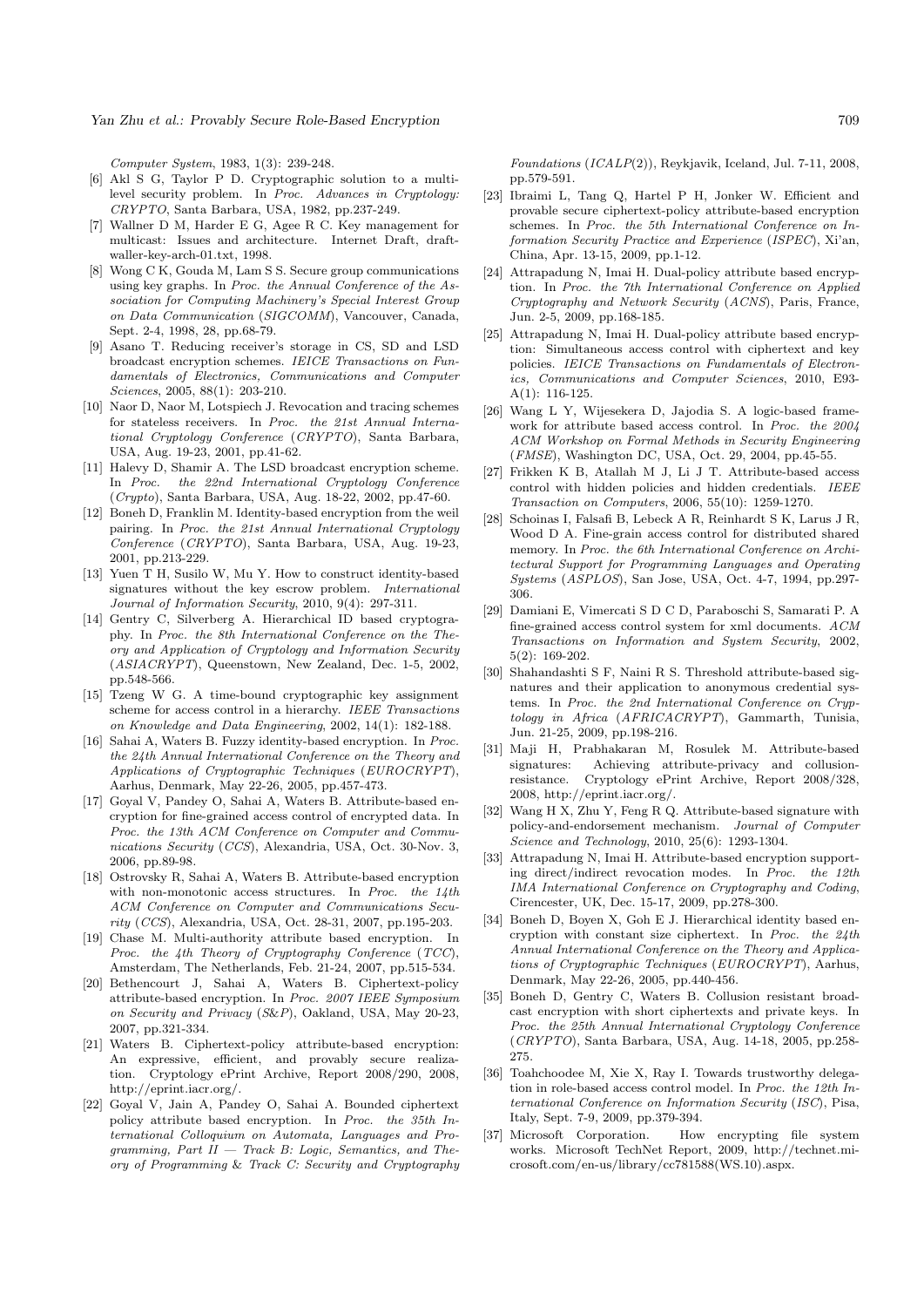*Computer System*, 1983, 1(3): 239-248.

[6] Akl S G, Taylor P D. Cryptographic solution to a multilevel security problem. In *Proc. Advances in Cryptology: CRYPTO*, Santa Barbara, USA, 1982, pp.237-249.

[7] Wallner D M, Harder E G, Agee R C. Key management for multicast: Issues and architecture. Internet Draft, draft-waller-key-arch-01.txt, 1998.

[8] Wong C K, Gouda M, Lam S S. Secure group communications using key graphs. In *Proc. the Annual Conference of the Association for Computing Machinery's Special Interest Group on Data Communication* (*SIGCOMM*), Vancouver, Canada, Sept. 2-4, 1998, 28, pp.68-79.

[9] Asano T. Reducing receiver's storage in CS, SD and LSD broadcast encryption schemes. *IEICE Transactions on Fundamentals of Electronics, Communications and Computer Sciences*, 2005, 88(1): 203-210.

[10] Naor D, Naor M, Lotspiech J. Revocation and tracing schemes for stateless receivers. In *Proc. the 21st Annual International Cryptology Conference* (*CRYPTO*), Santa Barbara, USA, Aug. 19-23, 2001, pp.41-62.

[11] Halevy D, Shamir A. The LSD broadcast encryption scheme. In *Proc. the 22nd International Cryptology Conference* (*Crypto*), Santa Barbara, USA, Aug. 18-22, 2002, pp.47-60.

[12] Boneh D, Franklin M. Identity-based encryption from the weil pairing. In *Proc. the 21st Annual International Cryptology Conference* (*CRYPTO*), Santa Barbara, USA, Aug. 19-23, 2001, pp.213-229.

[13] Yuen T H, Susilo W, Mu Y. How to construct identity-based signatures without the key escrow problem. *International Journal of Information Security*, 2010, 9(4): 297-311.

[14] Gentry C, Silverberg A. Hierarchical ID based cryptography. In *Proc. the 8th International Conference on the Theory and Application of Cryptology and Information Security* (*ASIACRYPT*), Queenstown, New Zealand, Dec. 1-5, 2002, pp.548-566.

[15] Tzeng W G. A time-bound cryptographic key assignment scheme for access control in a hierarchy. *IEEE Transactions on Knowledge and Data Engineering*, 2002, 14(1): 182-188.

[16] Sahai A, Waters B. Fuzzy identity-based encryption. In *Proc. the 24th Annual International Conference on the Theory and Applications of Cryptographic Techniques* (*EUROCRYPT*), Aarhus, Denmark, May 22-26, 2005, pp.457-473.

[17] Goyal V, Pandey O, Sahai A, Waters B. Attribute-based encryption for fine-grained access control of encrypted data. In *Proc. the 13th ACM Conference on Computer and Communications Security* (*CCS*), Alexandria, USA, Oct. 30-Nov. 3, 2006, pp.89-98.

[18] Ostrovsky R, Sahai A, Waters B. Attribute-based encryption with non-monotonic access structures. In *Proc. the 14th ACM Conference on Computer and Communications Security* (*CCS*), Alexandria, USA, Oct. 28-31, 2007, pp.195-203.

[19] Chase M. Multi-authority attribute based encryption. In *Proc. the 4th Theory of Cryptography Conference* (*TCC*), Amsterdam, The Netherlands, Feb. 21-24, 2007, pp.515-534.

[20] Bethencourt J, Sahai A, Waters B. Ciphertext-policy attribute-based encryption. In *Proc. 2007 IEEE Symposium on Security and Privacy* (*S&P*), Oakland, USA, May 20-23, 2007, pp.321-334.

[21] Waters B. Ciphertext-policy attribute-based encryption: An expressive, efficient, and provably secure realization. Cryptology ePrint Archive, Report 2008/290, 2008, http://eprint.iacr.org/.

[22] Goyal V, Jain A, Pandey O, Sahai A. Bounded ciphertext policy attribute based encryption. In *Proc. the 35th International Colloquium on Automata, Languages and Programming, Part II — Track B: Logic, Semantics, and Theory of Programming & Track C: Security and Cryptography Foundations* (*ICALP*(2)), Reykjavik, Iceland, Jul. 7-11, 2008, pp.579-591.

[23] Ibraimi L, Tang Q, Hartel P H, Jonker W. Efficient and provable secure ciphertext-policy attribute-based encryption schemes. In *Proc. the 5th International Conference on Information Security Practice and Experience* (*ISPEC*), Xi'an, China, Apr. 13-15, 2009, pp.1-12.

[24] Attrapadung N, Imai H. Dual-policy attribute based encryption. In *Proc. the 7th International Conference on Applied Cryptography and Network Security* (*ACNS*), Paris, France, Jun. 2-5, 2009, pp.168-185.

[25] Attrapadung N, Imai H. Dual-policy attribute based encryption: Simultaneous access control with ciphertext and key policies. *IEICE Transactions on Fundamentals of Electronics, Communications and Computer Sciences*, 2010, E93-A(1): 116-125.

[26] Wang L Y, Wijesekera D, Jajodia S. A logic-based framework for attribute based access control. In *Proc. the 2004 ACM Workshop on Formal Methods in Security Engineering* (*FMSE*), Washington DC, USA, Oct. 29, 2004, pp.45-55.

[27] Frikken K B, Atallah M J, Li J T. Attribute-based access control with hidden policies and hidden credentials. *IEEE Transaction on Computers*, 2006, 55(10): 1259-1270.

[28] Schoinas I, Falsafi B, Lebeck A R, Reinhardt S K, Larus J R, Wood D A. Fine-grain access control for distributed shared memory. In *Proc. the 6th International Conference on Architectural Support for Programming Languages and Operating Systems* (*ASPLOS*), San Jose, USA, Oct. 4-7, 1994, pp.297-306.

[29] Damiani E, Vimercati S D C D, Paraboschi S, Samarati P. A fine-grained access control system for xml documents. *ACM Transactions on Information and System Security*, 2002, 5(2): 169-202.

[30] Shahandashti S F, Naini R S. Threshold attribute-based signatures and their application to anonymous credential systems. In *Proc. the 2nd International Conference on Cryptology in Africa* (*AFRICACRYPT*), Gammarth, Tunisia, Jun. 21-25, 2009, pp.198-216.

[31] Maji H, Prabhakaran M, Rosulek M. Attribute-based signatures: Achieving attribute-privacy and collusion-resistance. Cryptology ePrint Archive, Report 2008/328, 2008, http://eprint.iacr.org/.

[32] Wang H X, Zhu Y, Feng R Q. Attribute-based signature with policy-and-endorsement mechanism. *Journal of Computer Science and Technology*, 2010, 25(6): 1293-1304.

[33] Attrapadung N, Imai H. Attribute-based encryption supporting direct/indirect revocation modes. In *Proc. the 12th IMA International Conference on Cryptography and Coding*, Cirencester, UK, Dec. 15-17, 2009, pp.278-300.

[34] Boneh D, Boyen X, Goh E J. Hierarchical identity based encryption with constant size ciphertext. In *Proc. the 24th Annual International Conference on the Theory and Applications of Cryptographic Techniques* (*EUROCRYPT*), Aarhus, Denmark, May 22-26, 2005, pp.440-456.

[35] Boneh D, Gentry C, Waters B. Collusion resistant broadcast encryption with short ciphertexts and private keys. In *Proc. the 25th Annual International Cryptology Conference* (*CRYPTO*), Santa Barbara, USA, Aug. 14-18, 2005, pp.258-275.

[36] Toahchoodee M, Xie X, Ray I. Towards trustworthy delegation in role-based access control model. In *Proc. the 12th International Conference on Information Security* (*ISC*), Pisa, Italy, Sept. 7-9, 2009, pp.379-394.

[37] Microsoft Corporation. How encrypting file system works. Microsoft TechNet Report, 2009, http://technet.microsoft.com/en-us/library/cc781588(WS.10).aspx.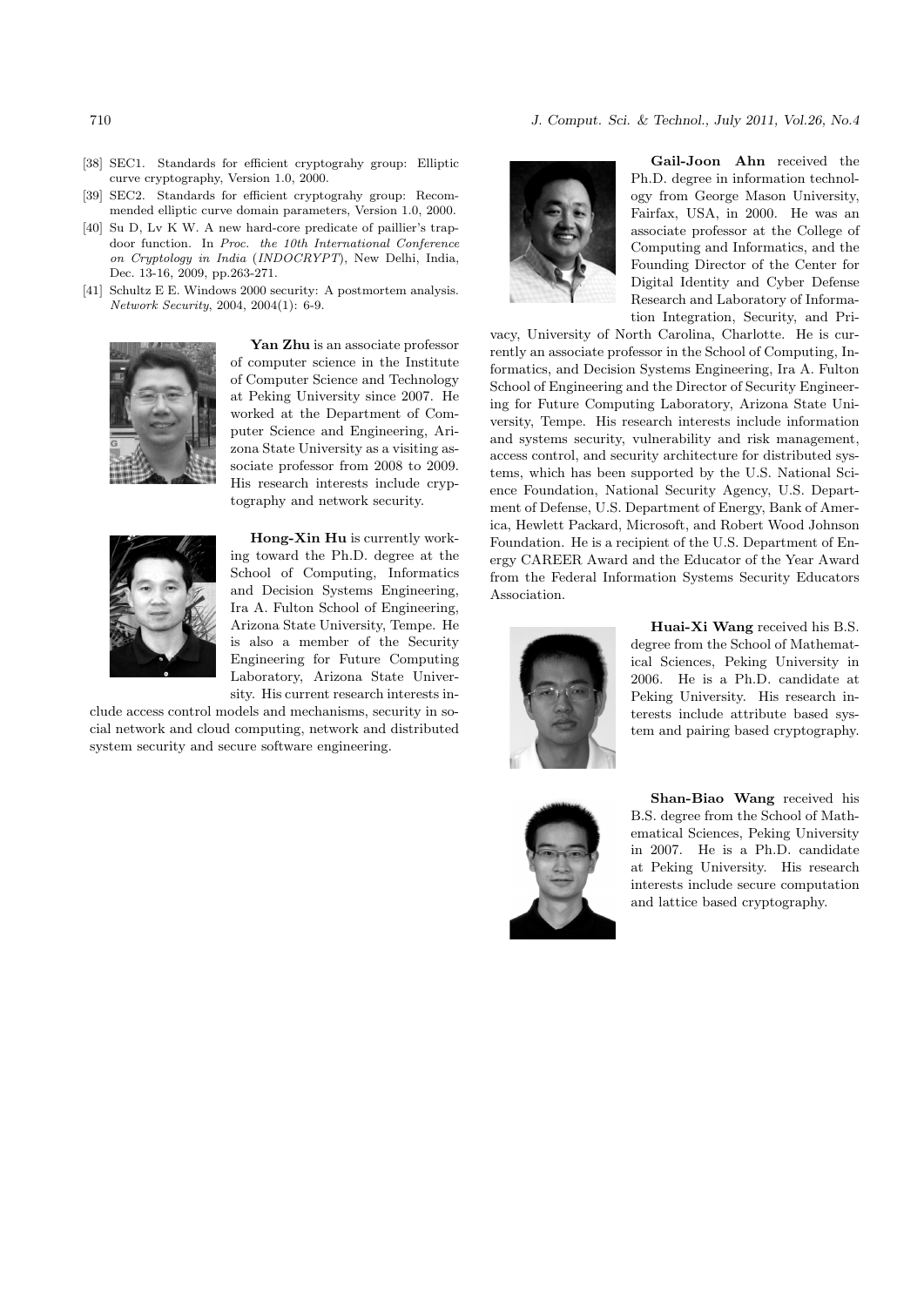[38] SEC1. Standards for efficient cryptograhy group: Elliptic curve cryptography, Version 1.0, 2000.

[39] SEC2. Standards for efficient cryptograhy group: Recommended elliptic curve domain parameters, Version 1.0, 2000.

[40] Su D, Lv K W. A new hard-core predicate of paillier's trapdoor function. In *Proc. the 10th International Conference on Cryptology in India* (*INDOCRYPT*), New Delhi, India, Dec. 13-16, 2009, pp.263-271.

[41] Schultz E E. Windows 2000 security: A postmortem analysis. *Network Security*, 2004, 2004(1): 6-9.

**Yan Zhu** is an associate professor of computer science in the Institute of Computer Science and Technology at Peking University since 2007. He worked at the Department of Computer Science and Engineering, Arizona State University as a visiting associate professor from 2008 to 2009. His research interests include cryptography and network security.

**Hong-Xin Hu** is currently working toward the Ph.D. degree at the School of Computing, Informatics and Decision Systems Engineering, Ira A. Fulton School of Engineering, Arizona State University, Tempe. He is also a member of the Security Engineering for Future Computing Laboratory, Arizona State University. His current research interests include access control models and mechanisms, security in social network and cloud computing, network and distributed system security and secure software engineering.

**Gail-Joon Ahn** received the Ph.D. degree in information technology from George Mason University, Fairfax, USA, in 2000. He was an associate professor at the College of Computing and Informatics, and the Founding Director of the Center for Digital Identity and Cyber Defense Research and Laboratory of Information Integration, Security, and Privacy, University of North Carolina, Charlotte. He is currently an associate professor in the School of Computing, Informatics, and Decision Systems Engineering, Ira A. Fulton School of Engineering and the Director of Security Engineering for Future Computing Laboratory, Arizona State University, Tempe. His research interests include information and systems security, vulnerability and risk management, access control, and security architecture for distributed systems, which has been supported by the U.S. National Science Foundation, National Security Agency, U.S. Department of Defense, U.S. Department of Energy, Bank of America, Hewlett Packard, Microsoft, and Robert Wood Johnson Foundation. He is a recipient of the U.S. Department of Energy CAREER Award and the Educator of the Year Award from the Federal Information Systems Security Educators Association.

**Huai-Xi Wang** received his B.S. degree from the School of Mathematical Sciences, Peking University in 2006. He is a Ph.D. candidate at Peking University. His research interests include attribute based system and pairing based cryptography.

**Shan-Biao Wang** received his B.S. degree from the School of Mathematical Sciences, Peking University in 2007. He is a Ph.D. candidate at Peking University. His research interests include secure computation and lattice based cryptography.